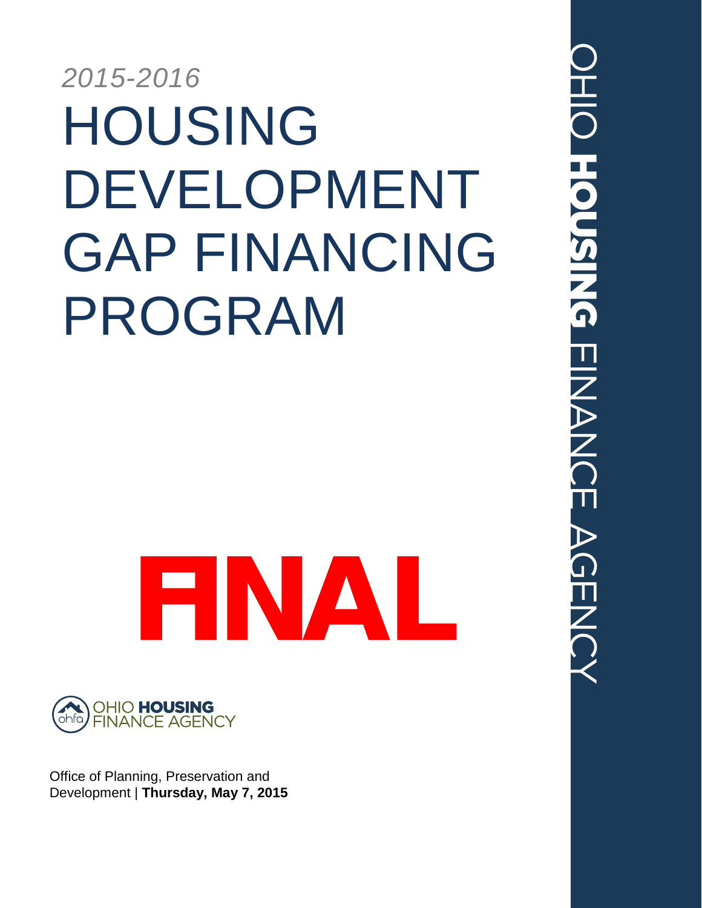*2015-2016*

# HOUSING DEVELOPMENT GAP FINANCING PROGRAM

**FINAL**

OHIO **HOUSING** FINANCE AGENCY

Office of Planning, Preservation and Development | **Thursday, May 7, 2015**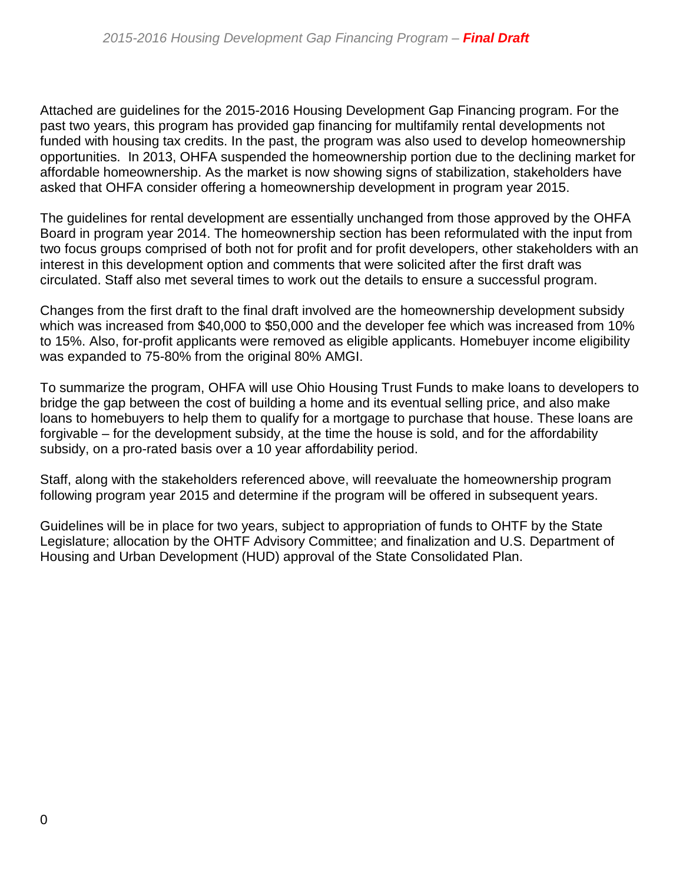Attached are guidelines for the 2015-2016 Housing Development Gap Financing program. For the past two years, this program has provided gap financing for multifamily rental developments not funded with housing tax credits. In the past, the program was also used to develop homeownership opportunities. In 2013, OHFA suspended the homeownership portion due to the declining market for affordable homeownership. As the market is now showing signs of stabilization, stakeholders have asked that OHFA consider offering a homeownership development in program year 2015.

The guidelines for rental development are essentially unchanged from those approved by the OHFA Board in program year 2014. The homeownership section has been reformulated with the input from two focus groups comprised of both not for profit and for profit developers, other stakeholders with an interest in this development option and comments that were solicited after the first draft was circulated. Staff also met several times to work out the details to ensure a successful program.

Changes from the first draft to the final draft involved are the homeownership development subsidy which was increased from $40,000 to $50,000 and the developer fee which was increased from 10% to 15%. Also, for-profit applicants were removed as eligible applicants. Homebuyer income eligibility was expanded to 75-80% from the original 80% AMGI.

To summarize the program, OHFA will use Ohio Housing Trust Funds to make loans to developers to bridge the gap between the cost of building a home and its eventual selling price, and also make loans to homebuyers to help them to qualify for a mortgage to purchase that house. These loans are forgivable – for the development subsidy, at the time the house is sold, and for the affordability subsidy, on a pro-rated basis over a 10 year affordability period.

Staff, along with the stakeholders referenced above, will reevaluate the homeownership program following program year 2015 and determine if the program will be offered in subsequent years.

Guidelines will be in place for two years, subject to appropriation of funds to OHTF by the State Legislature; allocation by the OHTF Advisory Committee; and finalization and U.S. Department of Housing and Urban Development (HUD) approval of the State Consolidated Plan.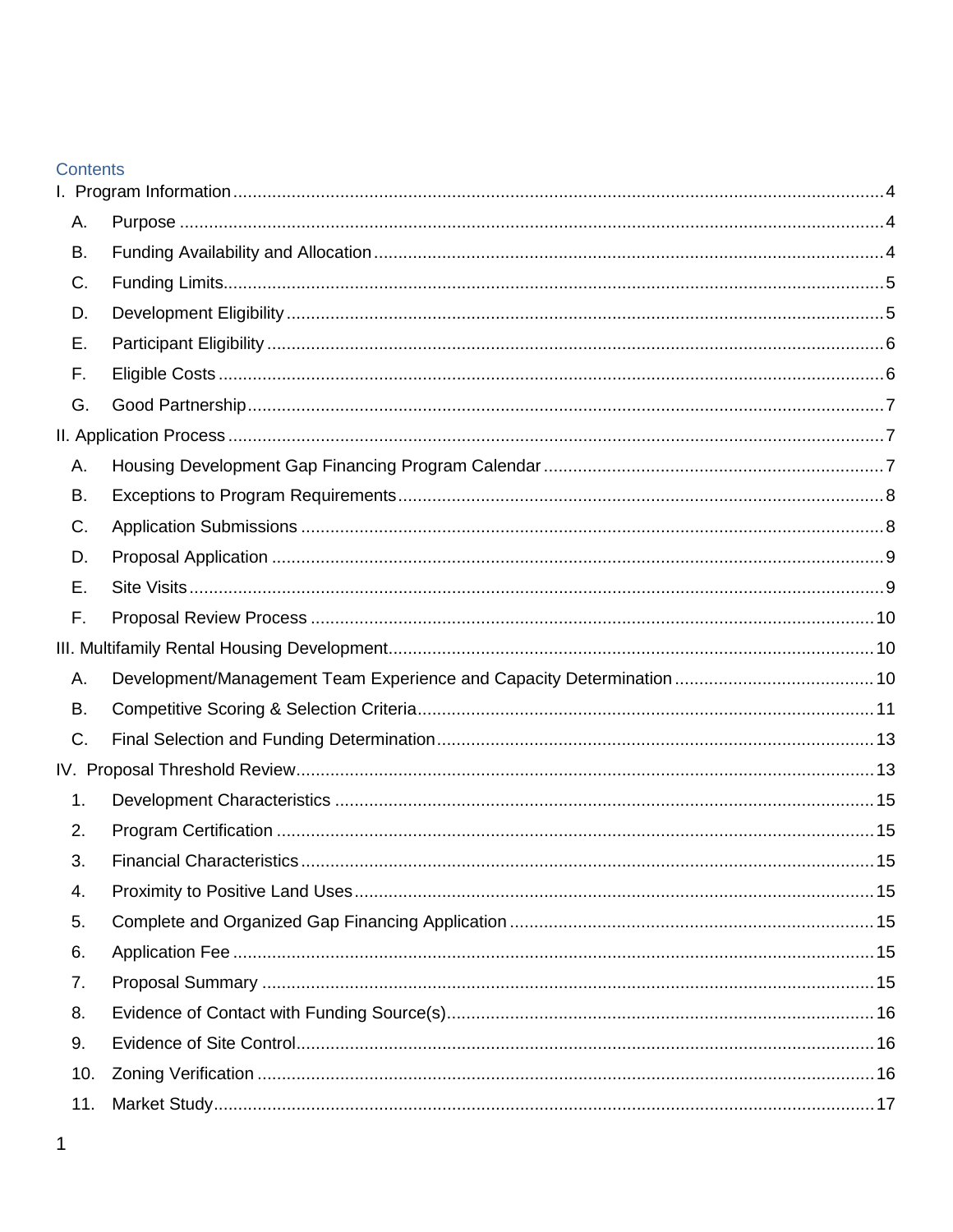## Contents

I. Program Information ........................................................................ 4

- A. Purpose ........................................................................ 4
- B. Funding Availability and Allocation ........................................................................ 4
- C. Funding Limits ........................................................................ 5
- D. Development Eligibility ........................................................................ 5
- E. Participant Eligibility ........................................................................ 6
- F. Eligible Costs ........................................................................ 6
- G. Good Partnership ........................................................................ 7

II. Application Process ........................................................................ 7

- A. Housing Development Gap Financing Program Calendar ........................................................................ 7
- B. Exceptions to Program Requirements ........................................................................ 8
- C. Application Submissions ........................................................................ 8
- D. Proposal Application ........................................................................ 9
- E. Site Visits ........................................................................ 9
- F. Proposal Review Process ........................................................................ 10

III. Multifamily Rental Housing Development ........................................................................ 10

- A. Development/Management Team Experience and Capacity Determination ........................................................................ 10
- B. Competitive Scoring & Selection Criteria ........................................................................ 11
- C. Final Selection and Funding Determination ........................................................................ 13

IV. Proposal Threshold Review ........................................................................ 13

1. Development Characteristics ........................................................................ 15
2. Program Certification ........................................................................ 15
3. Financial Characteristics ........................................................................ 15
4. Proximity to Positive Land Uses ........................................................................ 15
5. Complete and Organized Gap Financing Application ........................................................................ 15
6. Application Fee ........................................................................ 15
7. Proposal Summary ........................................................................ 15
8. Evidence of Contact with Funding Source(s) ........................................................................ 16
9. Evidence of Site Control ........................................................................ 16
10. Zoning Verification ........................................................................ 16
11. Market Study ........................................................................ 17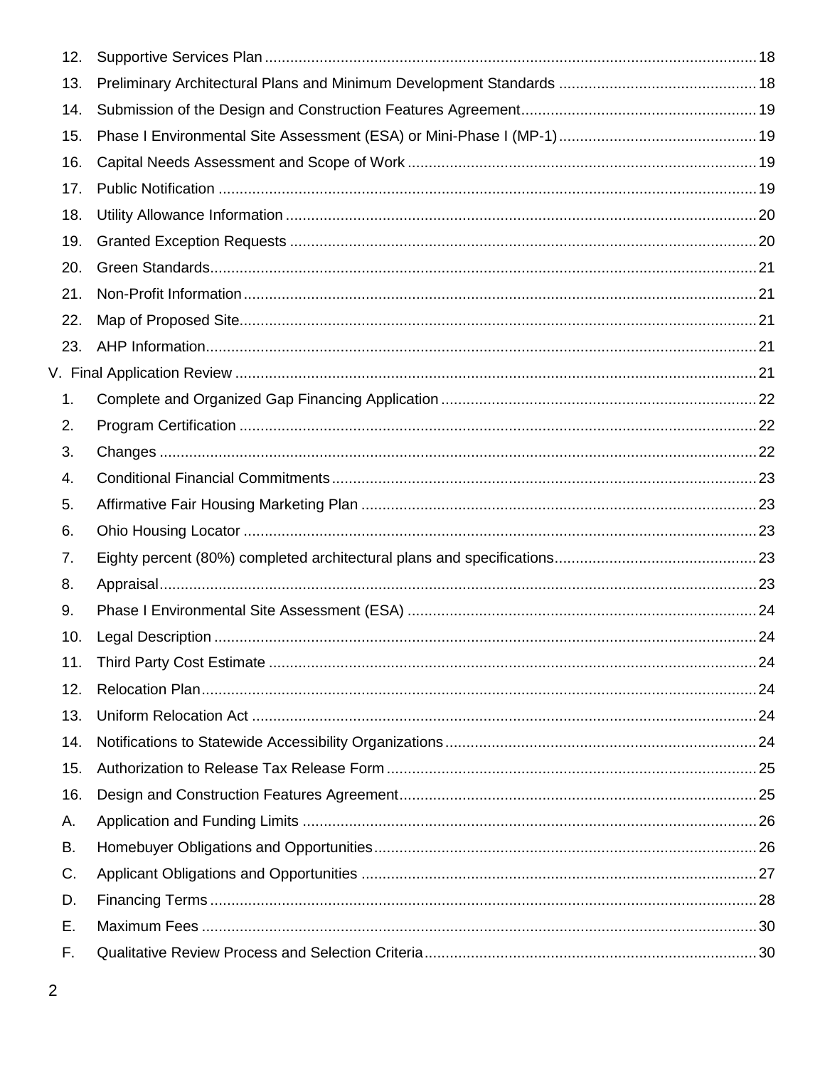12. Supportive Services Plan .......... 18
13. Preliminary Architectural Plans and Minimum Development Standards .......... 18
14. Submission of the Design and Construction Features Agreement .......... 19
15. Phase I Environmental Site Assessment (ESA) or Mini-Phase I (MP-1) .......... 19
16. Capital Needs Assessment and Scope of Work .......... 19
17. Public Notification .......... 19
18. Utility Allowance Information .......... 20
19. Granted Exception Requests .......... 20
20. Green Standards .......... 21
21. Non-Profit Information .......... 21
22. Map of Proposed Site .......... 21
23. AHP Information .......... 21

V. Final Application Review .......... 21

1. Complete and Organized Gap Financing Application .......... 22
2. Program Certification .......... 22
3. Changes .......... 22
4. Conditional Financial Commitments .......... 23
5. Affirmative Fair Housing Marketing Plan .......... 23
6. Ohio Housing Locator .......... 23
7. Eighty percent (80%) completed architectural plans and specifications .......... 23
8. Appraisal .......... 23
9. Phase I Environmental Site Assessment (ESA) .......... 24
10. Legal Description .......... 24
11. Third Party Cost Estimate .......... 24
12. Relocation Plan .......... 24
13. Uniform Relocation Act .......... 24
14. Notifications to Statewide Accessibility Organizations .......... 24
15. Authorization to Release Tax Release Form .......... 25
16. Design and Construction Features Agreement .......... 25

A. Application and Funding Limits .......... 26
B. Homebuyer Obligations and Opportunities .......... 26
C. Applicant Obligations and Opportunities .......... 27
D. Financing Terms .......... 28
E. Maximum Fees .......... 30
F. Qualitative Review Process and Selection Criteria .......... 30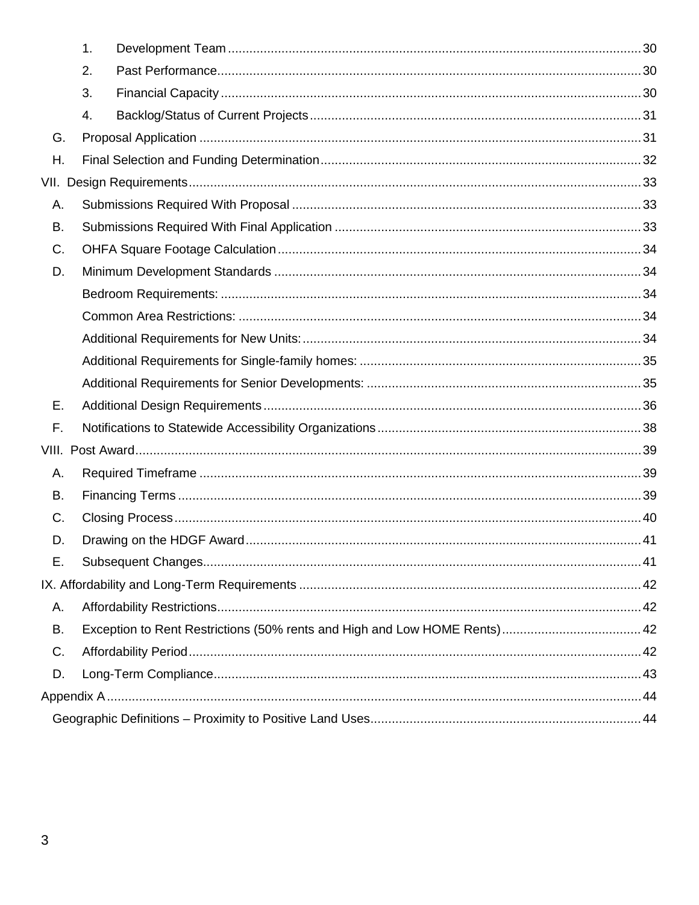1. Development Team ..... 30
2. Past Performance ..... 30
3. Financial Capacity ..... 30
4. Backlog/Status of Current Projects ..... 31

G. Proposal Application ..... 31

H. Final Selection and Funding Determination ..... 32

VII. Design Requirements ..... 33

A. Submissions Required With Proposal ..... 33

B. Submissions Required With Final Application ..... 33

C. OHFA Square Footage Calculation ..... 34

D. Minimum Development Standards ..... 34

Bedroom Requirements: ..... 34

Common Area Restrictions: ..... 34

Additional Requirements for New Units: ..... 34

Additional Requirements for Single-family homes: ..... 35

Additional Requirements for Senior Developments: ..... 35

E. Additional Design Requirements ..... 36

F. Notifications to Statewide Accessibility Organizations ..... 38

VIII. Post Award ..... 39

A. Required Timeframe ..... 39

B. Financing Terms ..... 39

C. Closing Process ..... 40

D. Drawing on the HDGF Award ..... 41

E. Subsequent Changes ..... 41

IX. Affordability and Long-Term Requirements ..... 42

A. Affordability Restrictions ..... 42

B. Exception to Rent Restrictions (50% rents and High and Low HOME Rents) ..... 42

C. Affordability Period ..... 42

D. Long-Term Compliance ..... 43

Appendix A ..... 44

Geographic Definitions – Proximity to Positive Land Uses ..... 44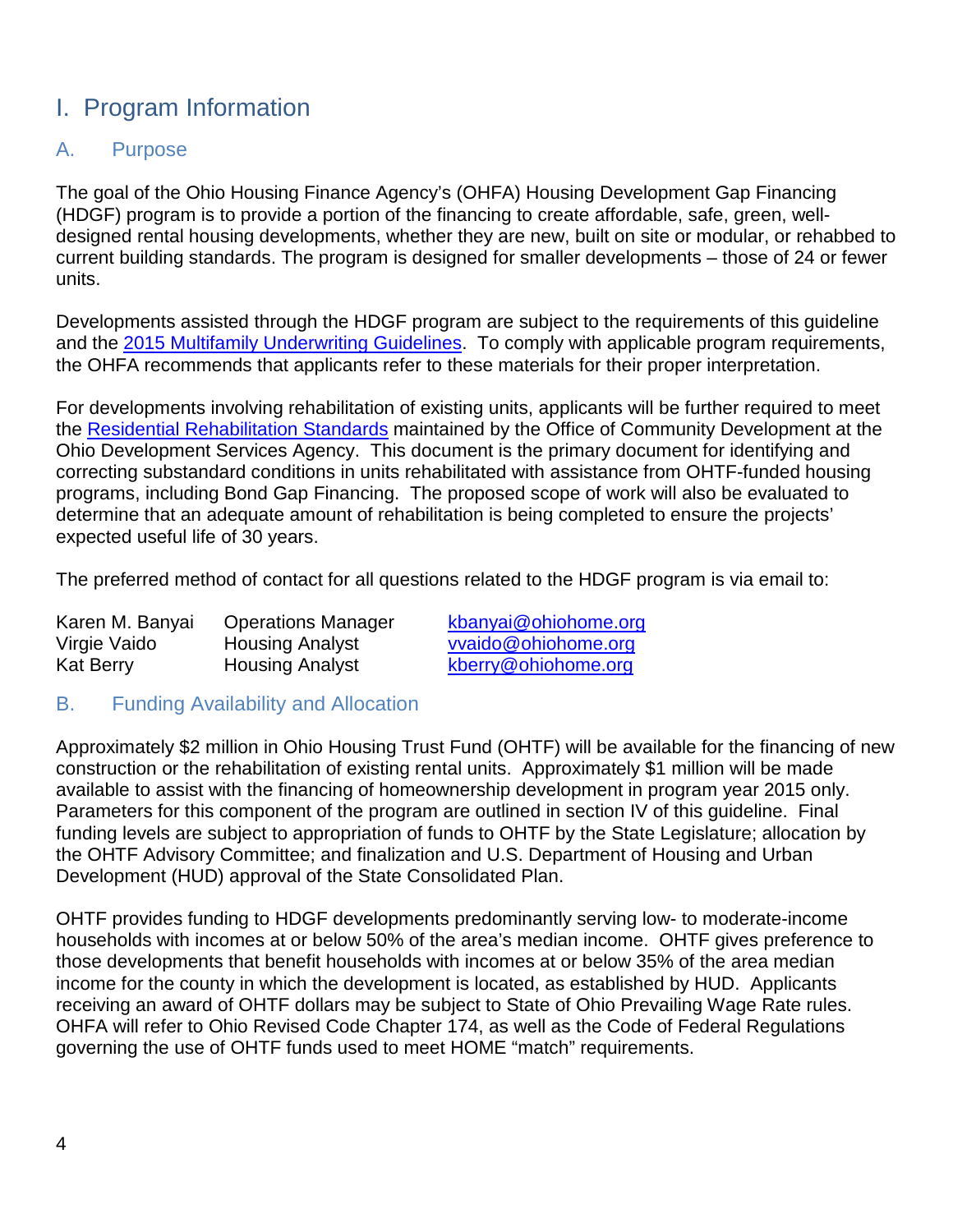# I. Program Information

## A. Purpose

The goal of the Ohio Housing Finance Agency's (OHFA) Housing Development Gap Financing (HDGF) program is to provide a portion of the financing to create affordable, safe, green, well-designed rental housing developments, whether they are new, built on site or modular, or rehabbed to current building standards. The program is designed for smaller developments – those of 24 or fewer units.

Developments assisted through the HDGF program are subject to the requirements of this guideline and the [2015 Multifamily Underwriting Guidelines](). To comply with applicable program requirements, the OHFA recommends that applicants refer to these materials for their proper interpretation.

For developments involving rehabilitation of existing units, applicants will be further required to meet the [Residential Rehabilitation Standards]() maintained by the Office of Community Development at the Ohio Development Services Agency. This document is the primary document for identifying and correcting substandard conditions in units rehabilitated with assistance from OHTF-funded housing programs, including Bond Gap Financing. The proposed scope of work will also be evaluated to determine that an adequate amount of rehabilitation is being completed to ensure the projects' expected useful life of 30 years.

The preferred method of contact for all questions related to the HDGF program is via email to:

| | | |
|---|---|---|
| Karen M. Banyai | Operations Manager | kbanyai@ohiohome.org |
| Virgie Vaido | Housing Analyst | vvaido@ohiohome.org |
| Kat Berry | Housing Analyst | kberry@ohiohome.org |

## B. Funding Availability and Allocation

Approximately $2 million in Ohio Housing Trust Fund (OHTF) will be available for the financing of new construction or the rehabilitation of existing rental units. Approximately $1 million will be made available to assist with the financing of homeownership development in program year 2015 only. Parameters for this component of the program are outlined in section IV of this guideline. Final funding levels are subject to appropriation of funds to OHTF by the State Legislature; allocation by the OHTF Advisory Committee; and finalization and U.S. Department of Housing and Urban Development (HUD) approval of the State Consolidated Plan.

OHTF provides funding to HDGF developments predominantly serving low- to moderate-income households with incomes at or below 50% of the area's median income. OHTF gives preference to those developments that benefit households with incomes at or below 35% of the area median income for the county in which the development is located, as established by HUD. Applicants receiving an award of OHTF dollars may be subject to State of Ohio Prevailing Wage Rate rules. OHFA will refer to Ohio Revised Code Chapter 174, as well as the Code of Federal Regulations governing the use of OHTF funds used to meet HOME "match" requirements.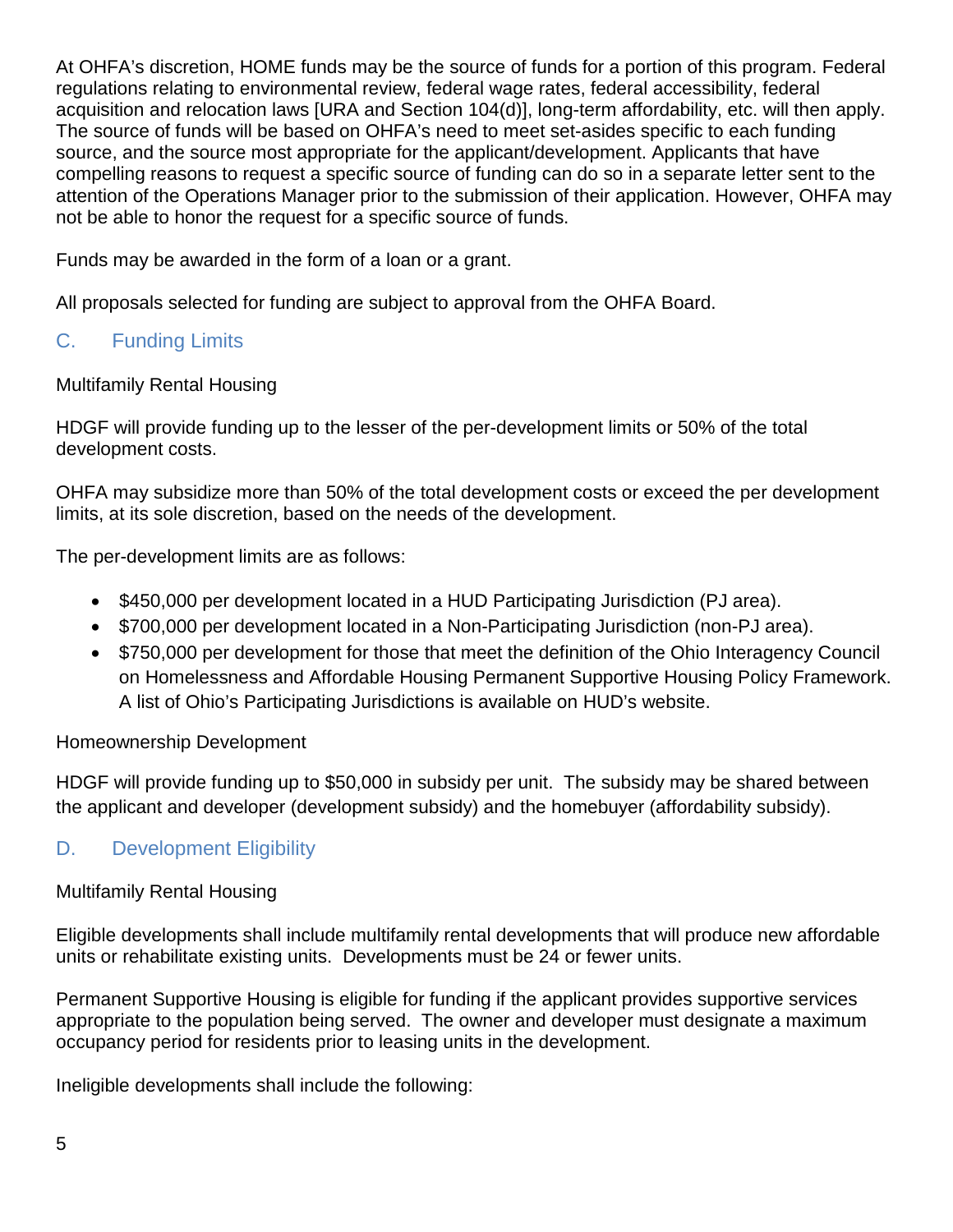At OHFA's discretion, HOME funds may be the source of funds for a portion of this program. Federal regulations relating to environmental review, federal wage rates, federal accessibility, federal acquisition and relocation laws [URA and Section 104(d)], long-term affordability, etc. will then apply. The source of funds will be based on OHFA's need to meet set-asides specific to each funding source, and the source most appropriate for the applicant/development. Applicants that have compelling reasons to request a specific source of funding can do so in a separate letter sent to the attention of the Operations Manager prior to the submission of their application. However, OHFA may not be able to honor the request for a specific source of funds.

Funds may be awarded in the form of a loan or a grant.

All proposals selected for funding are subject to approval from the OHFA Board.

## C. Funding Limits

Multifamily Rental Housing

HDGF will provide funding up to the lesser of the per-development limits or 50% of the total development costs.

OHFA may subsidize more than 50% of the total development costs or exceed the per development limits, at its sole discretion, based on the needs of the development.

The per-development limits are as follows:

- $450,000 per development located in a HUD Participating Jurisdiction (PJ area).
- $700,000 per development located in a Non-Participating Jurisdiction (non-PJ area).
- $750,000 per development for those that meet the definition of the Ohio Interagency Council on Homelessness and Affordable Housing Permanent Supportive Housing Policy Framework. A list of Ohio's Participating Jurisdictions is available on HUD's website.

Homeownership Development

HDGF will provide funding up to $50,000 in subsidy per unit. The subsidy may be shared between the applicant and developer (development subsidy) and the homebuyer (affordability subsidy).

## D. Development Eligibility

Multifamily Rental Housing

Eligible developments shall include multifamily rental developments that will produce new affordable units or rehabilitate existing units. Developments must be 24 or fewer units.

Permanent Supportive Housing is eligible for funding if the applicant provides supportive services appropriate to the population being served. The owner and developer must designate a maximum occupancy period for residents prior to leasing units in the development.

Ineligible developments shall include the following: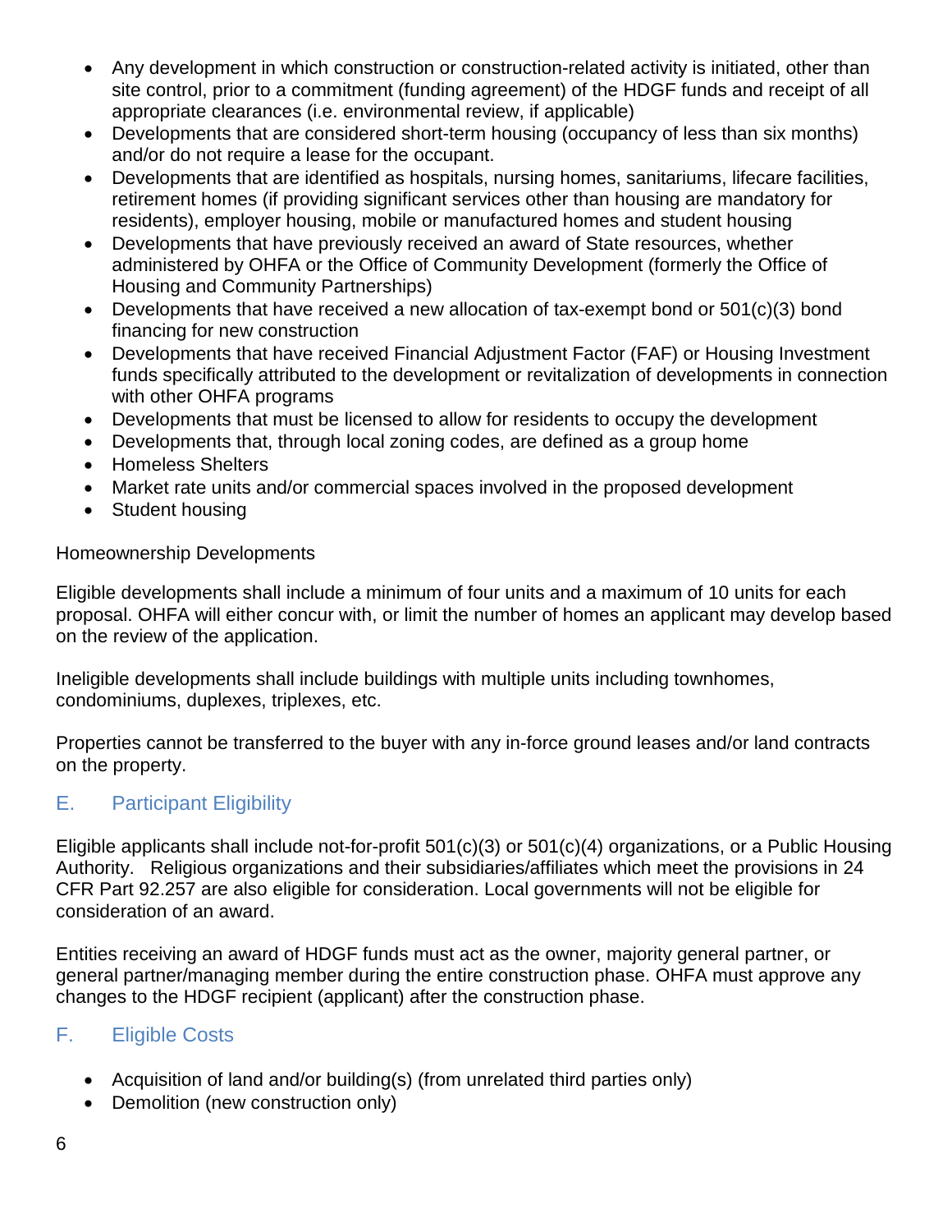- Any development in which construction or construction-related activity is initiated, other than site control, prior to a commitment (funding agreement) of the HDGF funds and receipt of all appropriate clearances (i.e. environmental review, if applicable)
- Developments that are considered short-term housing (occupancy of less than six months) and/or do not require a lease for the occupant.
- Developments that are identified as hospitals, nursing homes, sanitariums, lifecare facilities, retirement homes (if providing significant services other than housing are mandatory for residents), employer housing, mobile or manufactured homes and student housing
- Developments that have previously received an award of State resources, whether administered by OHFA or the Office of Community Development (formerly the Office of Housing and Community Partnerships)
- Developments that have received a new allocation of tax-exempt bond or 501(c)(3) bond financing for new construction
- Developments that have received Financial Adjustment Factor (FAF) or Housing Investment funds specifically attributed to the development or revitalization of developments in connection with other OHFA programs
- Developments that must be licensed to allow for residents to occupy the development
- Developments that, through local zoning codes, are defined as a group home
- Homeless Shelters
- Market rate units and/or commercial spaces involved in the proposed development
- Student housing

Homeownership Developments

Eligible developments shall include a minimum of four units and a maximum of 10 units for each proposal. OHFA will either concur with, or limit the number of homes an applicant may develop based on the review of the application.

Ineligible developments shall include buildings with multiple units including townhomes, condominiums, duplexes, triplexes, etc.

Properties cannot be transferred to the buyer with any in-force ground leases and/or land contracts on the property.

## E. Participant Eligibility

Eligible applicants shall include not-for-profit 501(c)(3) or 501(c)(4) organizations, or a Public Housing Authority. Religious organizations and their subsidiaries/affiliates which meet the provisions in 24 CFR Part 92.257 are also eligible for consideration. Local governments will not be eligible for consideration of an award.

Entities receiving an award of HDGF funds must act as the owner, majority general partner, or general partner/managing member during the entire construction phase. OHFA must approve any changes to the HDGF recipient (applicant) after the construction phase.

## F. Eligible Costs

- Acquisition of land and/or building(s) (from unrelated third parties only)
- Demolition (new construction only)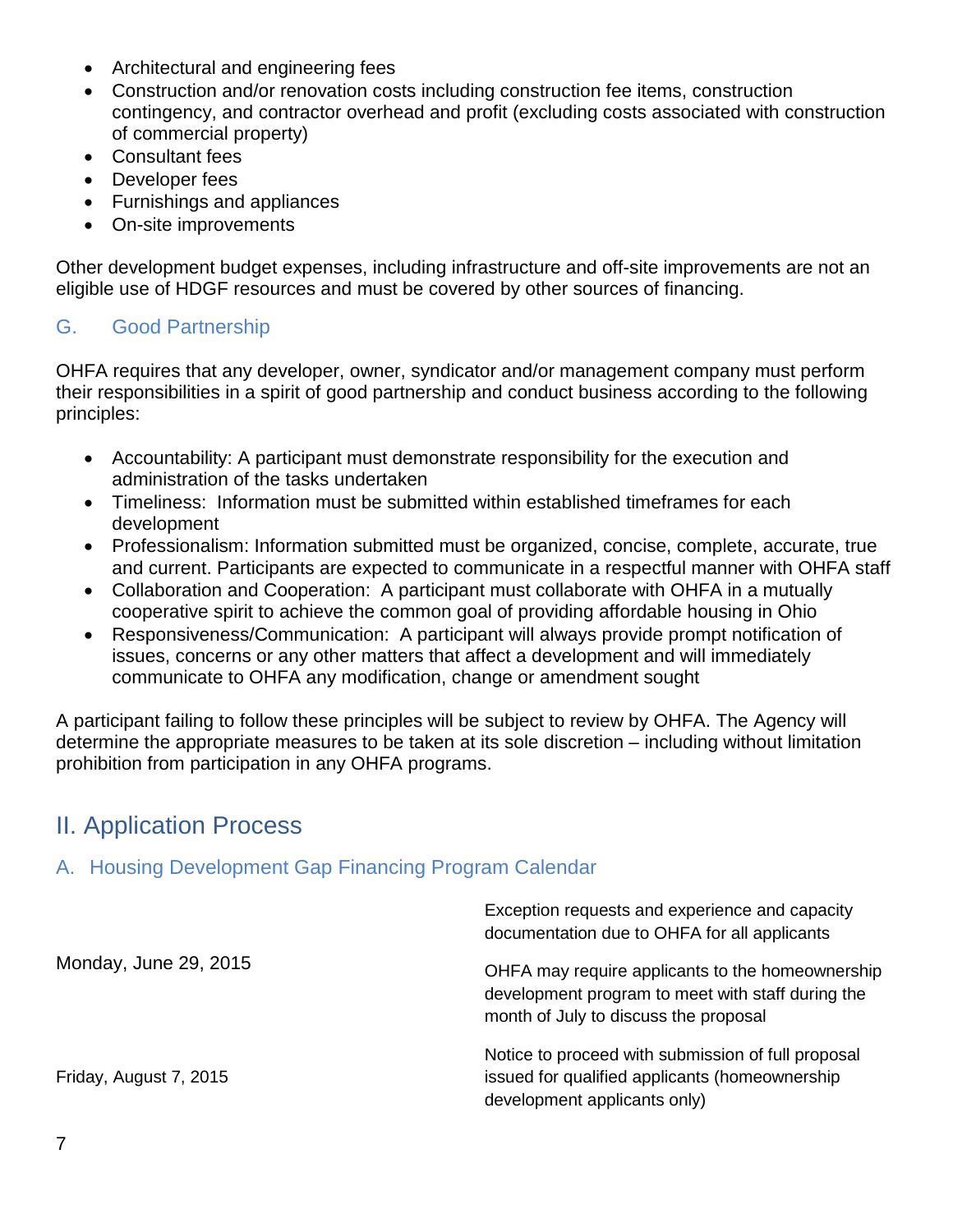- Architectural and engineering fees
- Construction and/or renovation costs including construction fee items, construction contingency, and contractor overhead and profit (excluding costs associated with construction of commercial property)
- Consultant fees
- Developer fees
- Furnishings and appliances
- On-site improvements

Other development budget expenses, including infrastructure and off-site improvements are not an eligible use of HDGF resources and must be covered by other sources of financing.

### G. Good Partnership

OHFA requires that any developer, owner, syndicator and/or management company must perform their responsibilities in a spirit of good partnership and conduct business according to the following principles:

- Accountability: A participant must demonstrate responsibility for the execution and administration of the tasks undertaken
- Timeliness: Information must be submitted within established timeframes for each development
- Professionalism: Information submitted must be organized, concise, complete, accurate, true and current. Participants are expected to communicate in a respectful manner with OHFA staff
- Collaboration and Cooperation: A participant must collaborate with OHFA in a mutually cooperative spirit to achieve the common goal of providing affordable housing in Ohio
- Responsiveness/Communication: A participant will always provide prompt notification of issues, concerns or any other matters that affect a development and will immediately communicate to OHFA any modification, change or amendment sought

A participant failing to follow these principles will be subject to review by OHFA. The Agency will determine the appropriate measures to be taken at its sole discretion – including without limitation prohibition from participation in any OHFA programs.

## II. Application Process

### A. Housing Development Gap Financing Program Calendar

| | |
|---|---|
| Monday, June 29, 2015 | Exception requests and experience and capacity documentation due to OHFA for all applicants<br><br>OHFA may require applicants to the homeownership development program to meet with staff during the month of July to discuss the proposal |
| Friday, August 7, 2015 | Notice to proceed with submission of full proposal issued for qualified applicants (homeownership development applicants only) |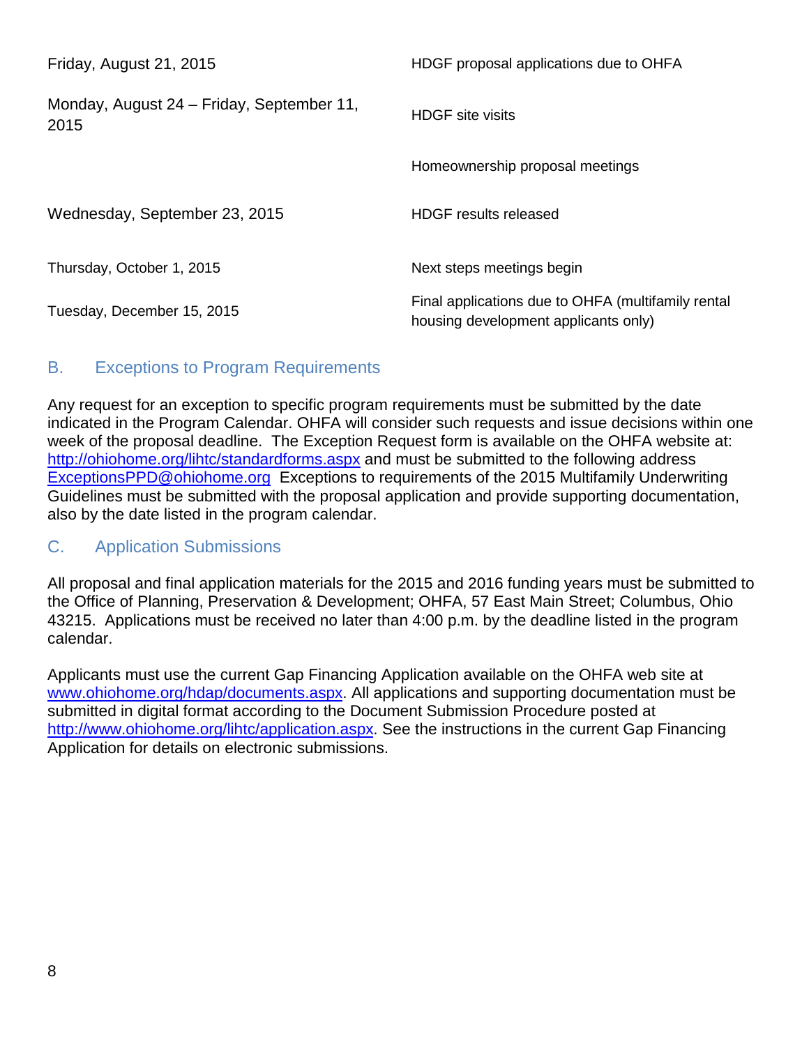| | |
|---|---|
| Friday, August 21, 2015 | HDGF proposal applications due to OHFA |
| Monday, August 24 – Friday, September 11, 2015 | HDGF site visits |
| | Homeownership proposal meetings |
| Wednesday, September 23, 2015 | HDGF results released |
| Thursday, October 1, 2015 | Next steps meetings begin |
| Tuesday, December 15, 2015 | Final applications due to OHFA (multifamily rental housing development applicants only) |

## B. Exceptions to Program Requirements

Any request for an exception to specific program requirements must be submitted by the date indicated in the Program Calendar. OHFA will consider such requests and issue decisions within one week of the proposal deadline. The Exception Request form is available on the OHFA website at: http://ohiohome.org/lihtc/standardforms.aspx and must be submitted to the following address ExceptionsPPD@ohiohome.org Exceptions to requirements of the 2015 Multifamily Underwriting Guidelines must be submitted with the proposal application and provide supporting documentation, also by the date listed in the program calendar.

## C. Application Submissions

All proposal and final application materials for the 2015 and 2016 funding years must be submitted to the Office of Planning, Preservation & Development; OHFA, 57 East Main Street; Columbus, Ohio 43215. Applications must be received no later than 4:00 p.m. by the deadline listed in the program calendar.

Applicants must use the current Gap Financing Application available on the OHFA web site at www.ohiohome.org/hdap/documents.aspx. All applications and supporting documentation must be submitted in digital format according to the Document Submission Procedure posted at http://www.ohiohome.org/lihtc/application.aspx. See the instructions in the current Gap Financing Application for details on electronic submissions.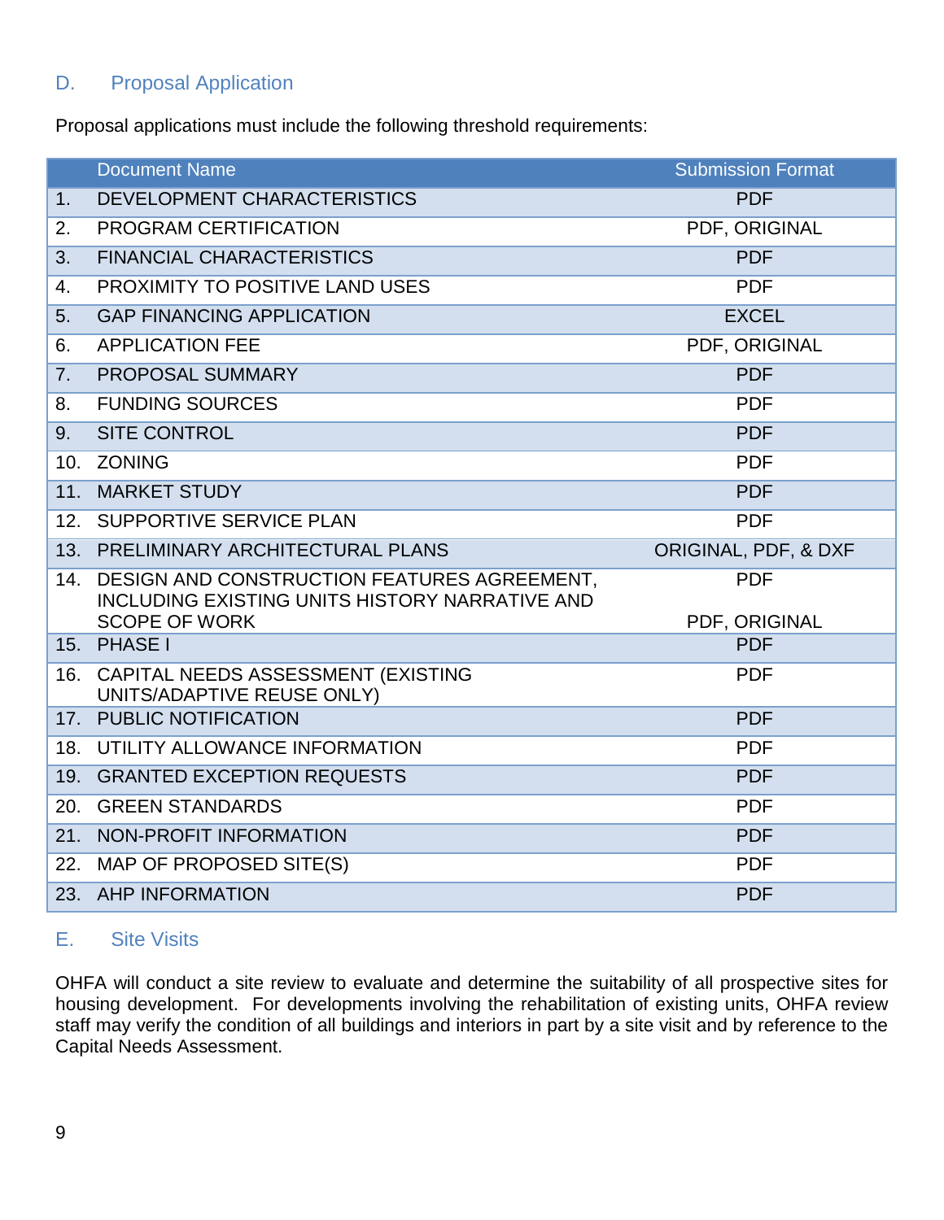## D. Proposal Application

Proposal applications must include the following threshold requirements:

| | Document Name | Submission Format |
|---|---|---|
| 1. | DEVELOPMENT CHARACTERISTICS | PDF |
| 2. | PROGRAM CERTIFICATION | PDF, ORIGINAL |
| 3. | FINANCIAL CHARACTERISTICS | PDF |
| 4. | PROXIMITY TO POSITIVE LAND USES | PDF |
| 5. | GAP FINANCING APPLICATION | EXCEL |
| 6. | APPLICATION FEE | PDF, ORIGINAL |
| 7. | PROPOSAL SUMMARY | PDF |
| 8. | FUNDING SOURCES | PDF |
| 9. | SITE CONTROL | PDF |
| 10. | ZONING | PDF |
| 11. | MARKET STUDY | PDF |
| 12. | SUPPORTIVE SERVICE PLAN | PDF |
| 13. | PRELIMINARY ARCHITECTURAL PLANS | ORIGINAL, PDF, & DXF |
| 14. | DESIGN AND CONSTRUCTION FEATURES AGREEMENT, INCLUDING EXISTING UNITS HISTORY NARRATIVE AND SCOPE OF WORK | PDF<br><br>PDF, ORIGINAL |
| 15. | PHASE I | PDF |
| 16. | CAPITAL NEEDS ASSESSMENT (EXISTING UNITS/ADAPTIVE REUSE ONLY) | PDF |
| 17. | PUBLIC NOTIFICATION | PDF |
| 18. | UTILITY ALLOWANCE INFORMATION | PDF |
| 19. | GRANTED EXCEPTION REQUESTS | PDF |
| 20. | GREEN STANDARDS | PDF |
| 21. | NON-PROFIT INFORMATION | PDF |
| 22. | MAP OF PROPOSED SITE(S) | PDF |
| 23. | AHP INFORMATION | PDF |

## E. Site Visits

OHFA will conduct a site review to evaluate and determine the suitability of all prospective sites for housing development. For developments involving the rehabilitation of existing units, OHFA review staff may verify the condition of all buildings and interiors in part by a site visit and by reference to the Capital Needs Assessment.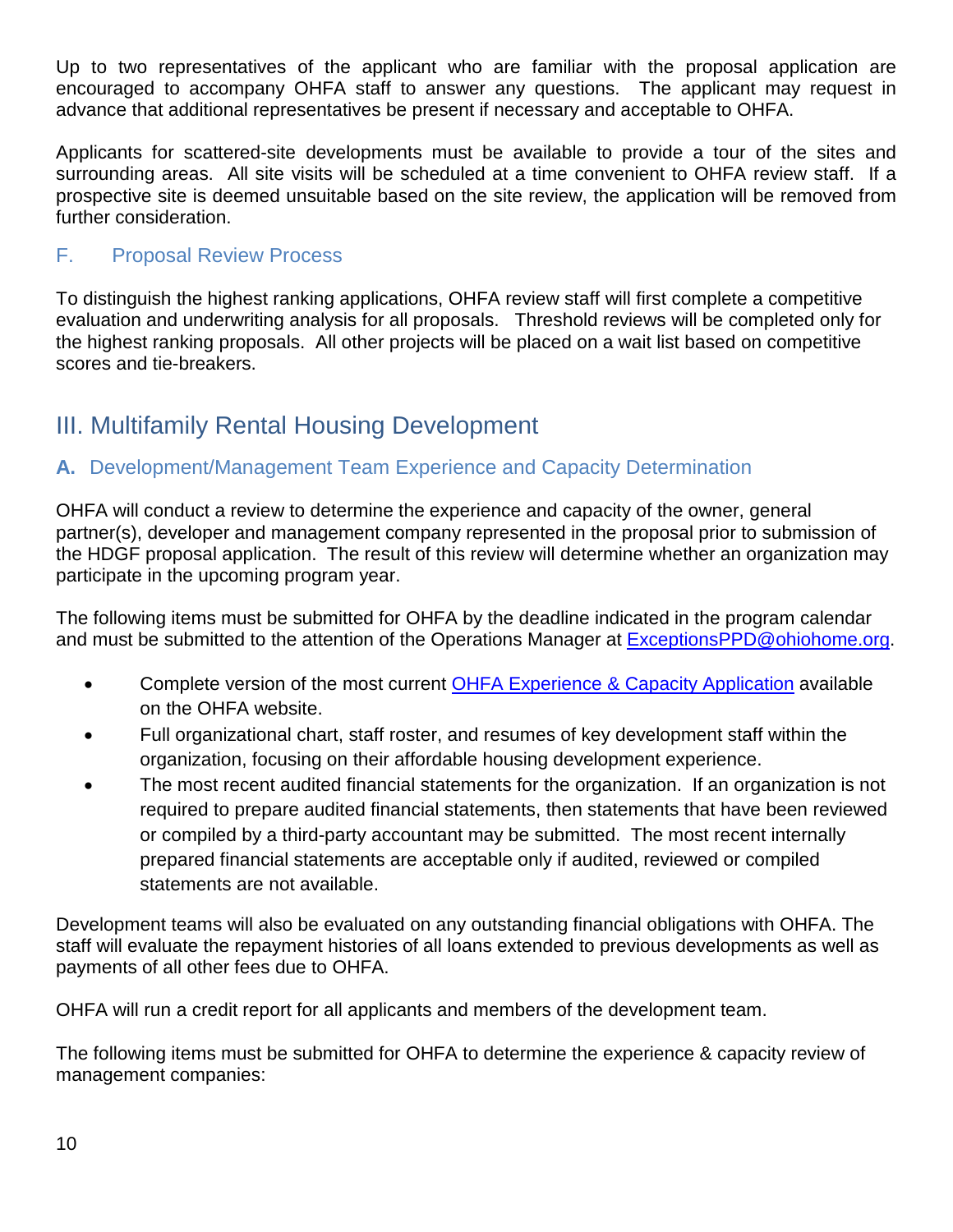Up to two representatives of the applicant who are familiar with the proposal application are encouraged to accompany OHFA staff to answer any questions. The applicant may request in advance that additional representatives be present if necessary and acceptable to OHFA.

Applicants for scattered-site developments must be available to provide a tour of the sites and surrounding areas. All site visits will be scheduled at a time convenient to OHFA review staff. If a prospective site is deemed unsuitable based on the site review, the application will be removed from further consideration.

### F. Proposal Review Process

To distinguish the highest ranking applications, OHFA review staff will first complete a competitive evaluation and underwriting analysis for all proposals. Threshold reviews will be completed only for the highest ranking proposals. All other projects will be placed on a wait list based on competitive scores and tie-breakers.

## III. Multifamily Rental Housing Development

### A. Development/Management Team Experience and Capacity Determination

OHFA will conduct a review to determine the experience and capacity of the owner, general partner(s), developer and management company represented in the proposal prior to submission of the HDGF proposal application. The result of this review will determine whether an organization may participate in the upcoming program year.

The following items must be submitted for OHFA by the deadline indicated in the program calendar and must be submitted to the attention of the Operations Manager at ExceptionsPPD@ohiohome.org.

- Complete version of the most current OHFA Experience & Capacity Application available on the OHFA website.
- Full organizational chart, staff roster, and resumes of key development staff within the organization, focusing on their affordable housing development experience.
- The most recent audited financial statements for the organization. If an organization is not required to prepare audited financial statements, then statements that have been reviewed or compiled by a third-party accountant may be submitted. The most recent internally prepared financial statements are acceptable only if audited, reviewed or compiled statements are not available.

Development teams will also be evaluated on any outstanding financial obligations with OHFA. The staff will evaluate the repayment histories of all loans extended to previous developments as well as payments of all other fees due to OHFA.

OHFA will run a credit report for all applicants and members of the development team.

The following items must be submitted for OHFA to determine the experience & capacity review of management companies: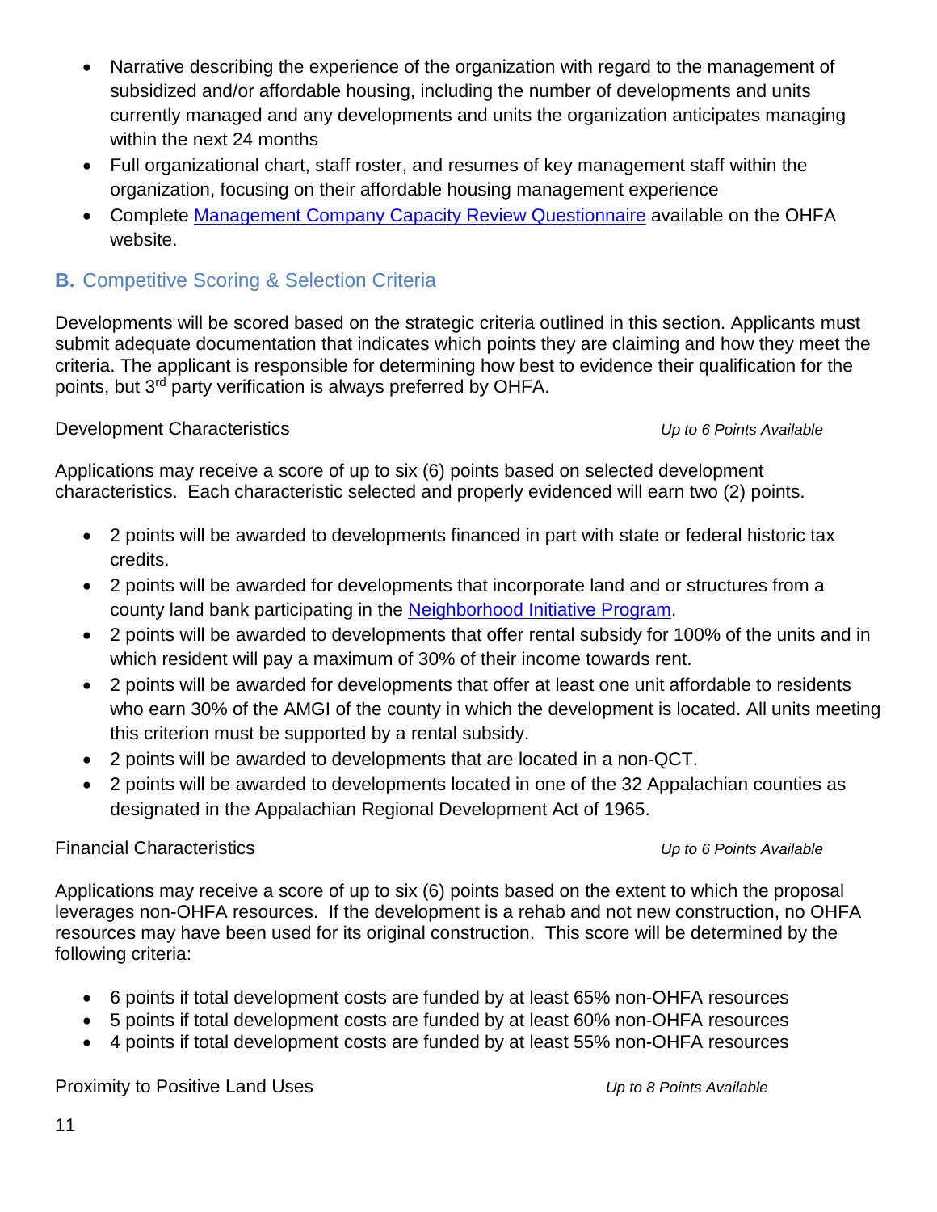- Narrative describing the experience of the organization with regard to the management of subsidized and/or affordable housing, including the number of developments and units currently managed and any developments and units the organization anticipates managing within the next 24 months
- Full organizational chart, staff roster, and resumes of key management staff within the organization, focusing on their affordable housing management experience
- Complete [Management Company Capacity Review Questionnaire] available on the OHFA website.

## B. Competitive Scoring & Selection Criteria

Developments will be scored based on the strategic criteria outlined in this section. Applicants must submit adequate documentation that indicates which points they are claiming and how they meet the criteria. The applicant is responsible for determining how best to evidence their qualification for the points, but 3rd party verification is always preferred by OHFA.

Development Characteristics *Up to 6 Points Available*

Applications may receive a score of up to six (6) points based on selected development characteristics. Each characteristic selected and properly evidenced will earn two (2) points.

- 2 points will be awarded to developments financed in part with state or federal historic tax credits.
- 2 points will be awarded for developments that incorporate land and or structures from a county land bank participating in the [Neighborhood Initiative Program].
- 2 points will be awarded to developments that offer rental subsidy for 100% of the units and in which resident will pay a maximum of 30% of their income towards rent.
- 2 points will be awarded for developments that offer at least one unit affordable to residents who earn 30% of the AMGI of the county in which the development is located. All units meeting this criterion must be supported by a rental subsidy.
- 2 points will be awarded to developments that are located in a non-QCT.
- 2 points will be awarded to developments located in one of the 32 Appalachian counties as designated in the Appalachian Regional Development Act of 1965.

Financial Characteristics *Up to 6 Points Available*

Applications may receive a score of up to six (6) points based on the extent to which the proposal leverages non-OHFA resources. If the development is a rehab and not new construction, no OHFA resources may have been used for its original construction. This score will be determined by the following criteria:

- 6 points if total development costs are funded by at least 65% non-OHFA resources
- 5 points if total development costs are funded by at least 60% non-OHFA resources
- 4 points if total development costs are funded by at least 55% non-OHFA resources

Proximity to Positive Land Uses *Up to 8 Points Available*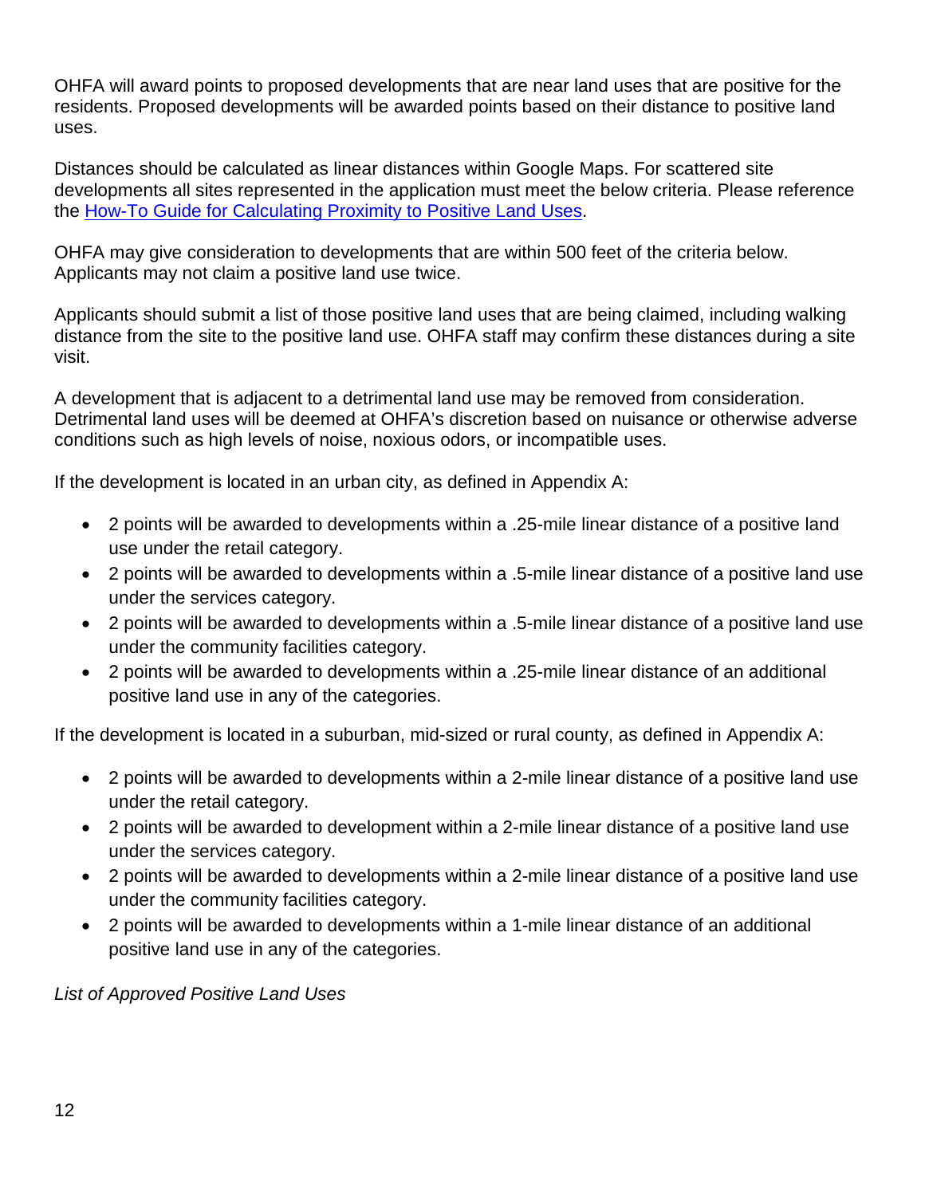OHFA will award points to proposed developments that are near land uses that are positive for the residents. Proposed developments will be awarded points based on their distance to positive land uses.

Distances should be calculated as linear distances within Google Maps. For scattered site developments all sites represented in the application must meet the below criteria. Please reference the [How-To Guide for Calculating Proximity to Positive Land Uses](#).

OHFA may give consideration to developments that are within 500 feet of the criteria below. Applicants may not claim a positive land use twice.

Applicants should submit a list of those positive land uses that are being claimed, including walking distance from the site to the positive land use. OHFA staff may confirm these distances during a site visit.

A development that is adjacent to a detrimental land use may be removed from consideration. Detrimental land uses will be deemed at OHFA's discretion based on nuisance or otherwise adverse conditions such as high levels of noise, noxious odors, or incompatible uses.

If the development is located in an urban city, as defined in Appendix A:

- 2 points will be awarded to developments within a .25-mile linear distance of a positive land use under the retail category.
- 2 points will be awarded to developments within a .5-mile linear distance of a positive land use under the services category.
- 2 points will be awarded to developments within a .5-mile linear distance of a positive land use under the community facilities category.
- 2 points will be awarded to developments within a .25-mile linear distance of an additional positive land use in any of the categories.

If the development is located in a suburban, mid-sized or rural county, as defined in Appendix A:

- 2 points will be awarded to developments within a 2-mile linear distance of a positive land use under the retail category.
- 2 points will be awarded to development within a 2-mile linear distance of a positive land use under the services category.
- 2 points will be awarded to developments within a 2-mile linear distance of a positive land use under the community facilities category.
- 2 points will be awarded to developments within a 1-mile linear distance of an additional positive land use in any of the categories.

*List of Approved Positive Land Uses*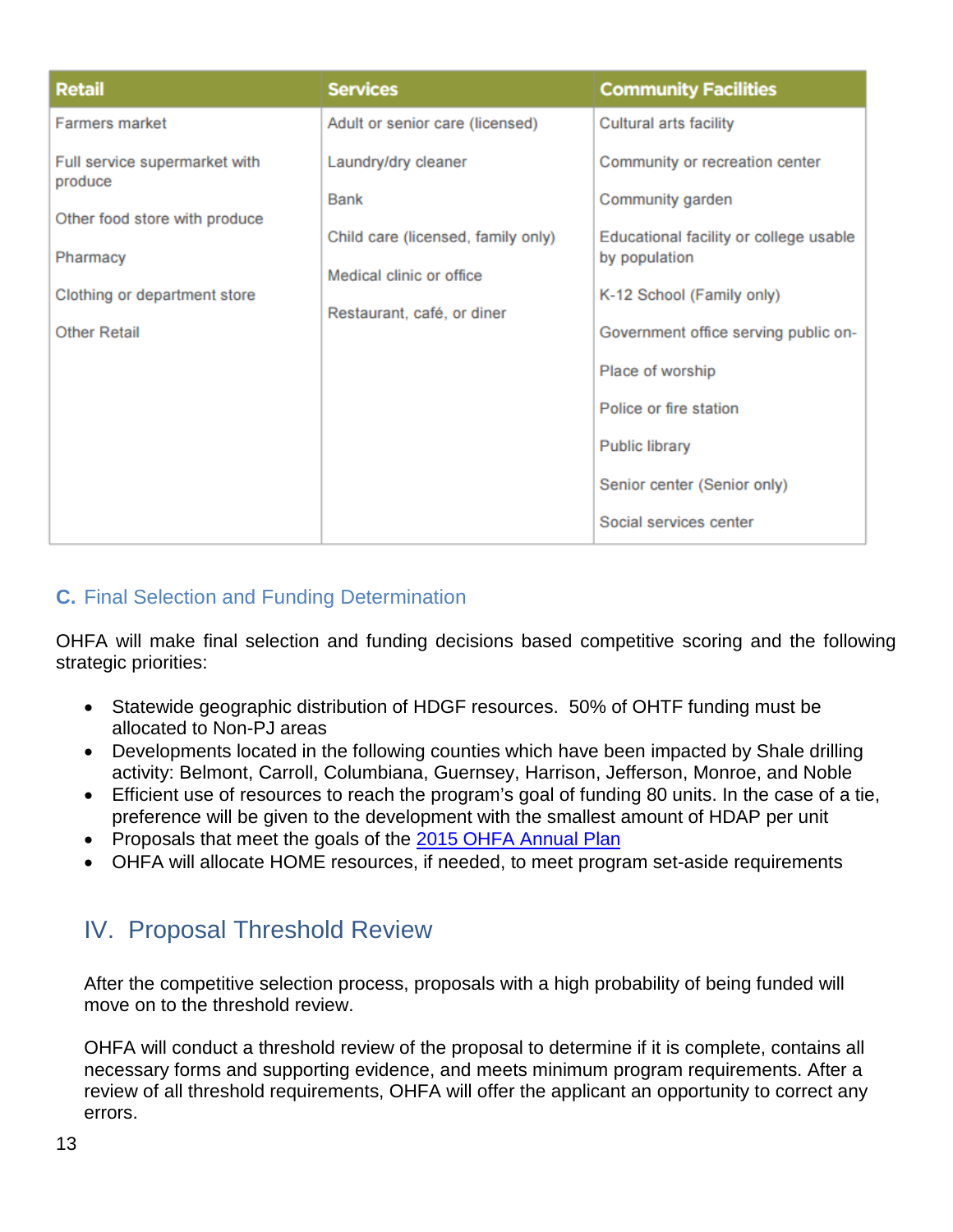| Retail | Services | Community Facilities |
|---|---|---|
| Farmers market | Adult or senior care (licensed) | Cultural arts facility |
| Full service supermarket with produce | Laundry/dry cleaner | Community or recreation center |
| Other food store with produce | Bank | Community garden |
| Pharmacy | Child care (licensed, family only) | Educational facility or college usable by population |
| Clothing or department store | Medical clinic or office | K-12 School (Family only) |
| Other Retail | Restaurant, café, or diner | Government office serving public on- |
| | | Place of worship |
| | | Police or fire station |
| | | Public library |
| | | Senior center (Senior only) |
| | | Social services center |

## C. Final Selection and Funding Determination

OHFA will make final selection and funding decisions based competitive scoring and the following strategic priorities:

- Statewide geographic distribution of HDGF resources. 50% of OHTF funding must be allocated to Non-PJ areas
- Developments located in the following counties which have been impacted by Shale drilling activity: Belmont, Carroll, Columbiana, Guernsey, Harrison, Jefferson, Monroe, and Noble
- Efficient use of resources to reach the program's goal of funding 80 units. In the case of a tie, preference will be given to the development with the smallest amount of HDAP per unit
- Proposals that meet the goals of the 2015 OHFA Annual Plan
- OHFA will allocate HOME resources, if needed, to meet program set-aside requirements

# IV. Proposal Threshold Review

After the competitive selection process, proposals with a high probability of being funded will move on to the threshold review.

OHFA will conduct a threshold review of the proposal to determine if it is complete, contains all necessary forms and supporting evidence, and meets minimum program requirements. After a review of all threshold requirements, OHFA will offer the applicant an opportunity to correct any errors.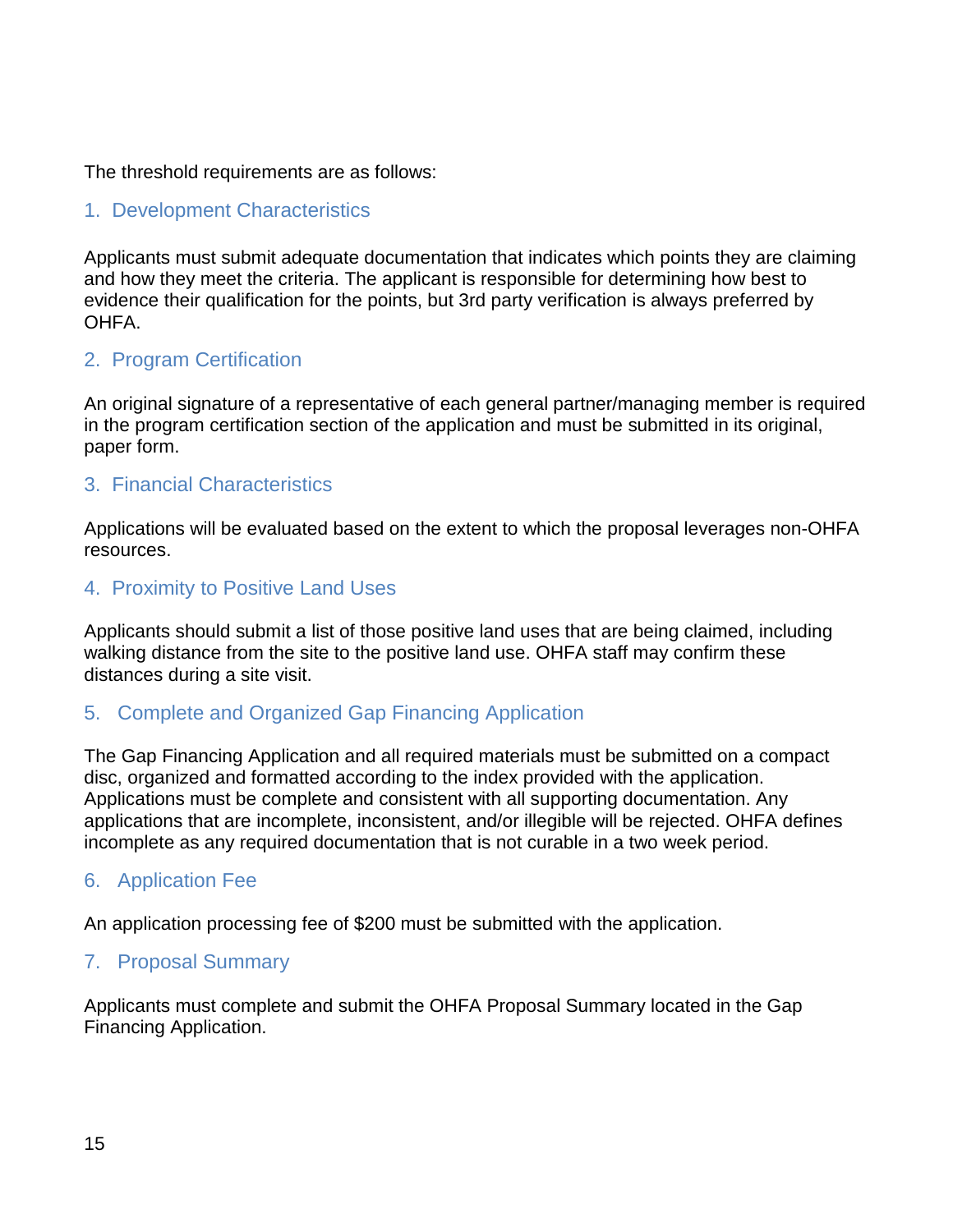The threshold requirements are as follows:

### 1. Development Characteristics

Applicants must submit adequate documentation that indicates which points they are claiming and how they meet the criteria. The applicant is responsible for determining how best to evidence their qualification for the points, but 3rd party verification is always preferred by OHFA.

### 2. Program Certification

An original signature of a representative of each general partner/managing member is required in the program certification section of the application and must be submitted in its original, paper form.

### 3. Financial Characteristics

Applications will be evaluated based on the extent to which the proposal leverages non-OHFA resources.

### 4. Proximity to Positive Land Uses

Applicants should submit a list of those positive land uses that are being claimed, including walking distance from the site to the positive land use. OHFA staff may confirm these distances during a site visit.

### 5. Complete and Organized Gap Financing Application

The Gap Financing Application and all required materials must be submitted on a compact disc, organized and formatted according to the index provided with the application. Applications must be complete and consistent with all supporting documentation. Any applications that are incomplete, inconsistent, and/or illegible will be rejected. OHFA defines incomplete as any required documentation that is not curable in a two week period.

### 6. Application Fee

An application processing fee of $200 must be submitted with the application.

### 7. Proposal Summary

Applicants must complete and submit the OHFA Proposal Summary located in the Gap Financing Application.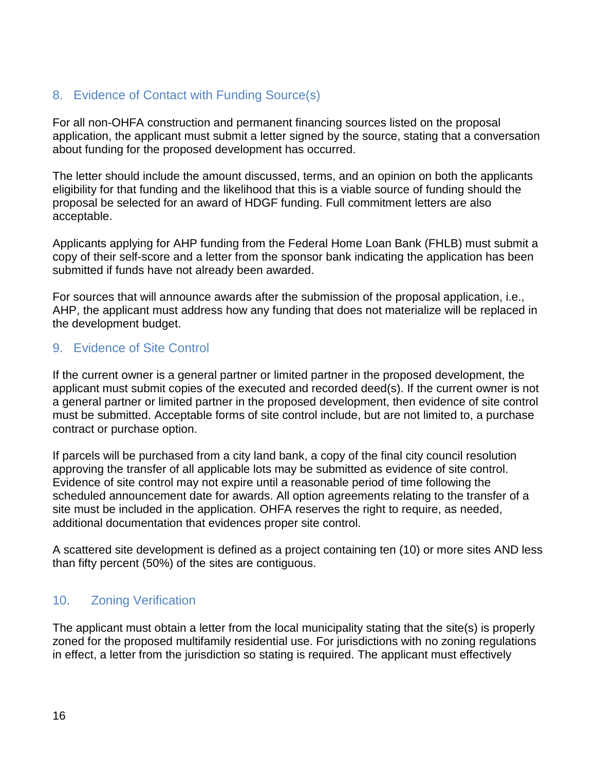## 8. Evidence of Contact with Funding Source(s)

For all non-OHFA construction and permanent financing sources listed on the proposal application, the applicant must submit a letter signed by the source, stating that a conversation about funding for the proposed development has occurred.

The letter should include the amount discussed, terms, and an opinion on both the applicants eligibility for that funding and the likelihood that this is a viable source of funding should the proposal be selected for an award of HDGF funding. Full commitment letters are also acceptable.

Applicants applying for AHP funding from the Federal Home Loan Bank (FHLB) must submit a copy of their self-score and a letter from the sponsor bank indicating the application has been submitted if funds have not already been awarded.

For sources that will announce awards after the submission of the proposal application, i.e., AHP, the applicant must address how any funding that does not materialize will be replaced in the development budget.

## 9. Evidence of Site Control

If the current owner is a general partner or limited partner in the proposed development, the applicant must submit copies of the executed and recorded deed(s). If the current owner is not a general partner or limited partner in the proposed development, then evidence of site control must be submitted. Acceptable forms of site control include, but are not limited to, a purchase contract or purchase option.

If parcels will be purchased from a city land bank, a copy of the final city council resolution approving the transfer of all applicable lots may be submitted as evidence of site control. Evidence of site control may not expire until a reasonable period of time following the scheduled announcement date for awards. All option agreements relating to the transfer of a site must be included in the application. OHFA reserves the right to require, as needed, additional documentation that evidences proper site control.

A scattered site development is defined as a project containing ten (10) or more sites AND less than fifty percent (50%) of the sites are contiguous.

## 10. Zoning Verification

The applicant must obtain a letter from the local municipality stating that the site(s) is properly zoned for the proposed multifamily residential use. For jurisdictions with no zoning regulations in effect, a letter from the jurisdiction so stating is required. The applicant must effectively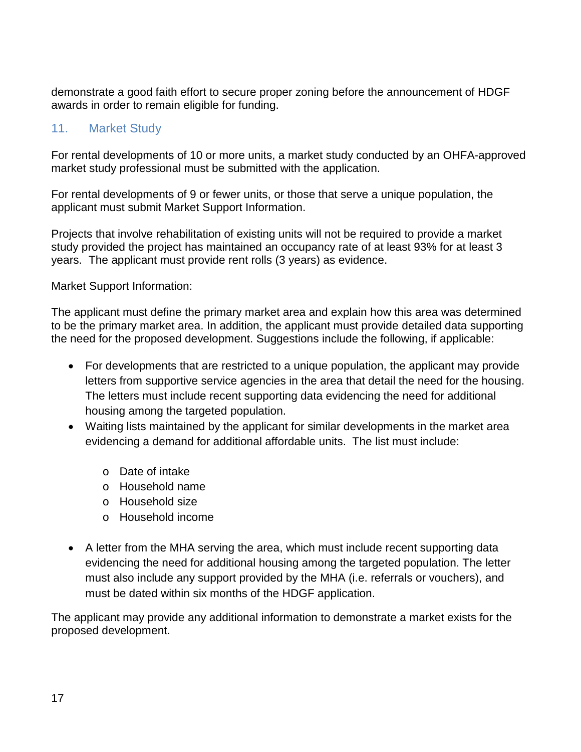demonstrate a good faith effort to secure proper zoning before the announcement of HDGF awards in order to remain eligible for funding.

## 11. Market Study

For rental developments of 10 or more units, a market study conducted by an OHFA-approved market study professional must be submitted with the application.

For rental developments of 9 or fewer units, or those that serve a unique population, the applicant must submit Market Support Information.

Projects that involve rehabilitation of existing units will not be required to provide a market study provided the project has maintained an occupancy rate of at least 93% for at least 3 years. The applicant must provide rent rolls (3 years) as evidence.

Market Support Information:

The applicant must define the primary market area and explain how this area was determined to be the primary market area. In addition, the applicant must provide detailed data supporting the need for the proposed development. Suggestions include the following, if applicable:

- For developments that are restricted to a unique population, the applicant may provide letters from supportive service agencies in the area that detail the need for the housing. The letters must include recent supporting data evidencing the need for additional housing among the targeted population.
- Waiting lists maintained by the applicant for similar developments in the market area evidencing a demand for additional affordable units. The list must include:
  - Date of intake
  - Household name
  - Household size
  - Household income
- A letter from the MHA serving the area, which must include recent supporting data evidencing the need for additional housing among the targeted population. The letter must also include any support provided by the MHA (i.e. referrals or vouchers), and must be dated within six months of the HDGF application.

The applicant may provide any additional information to demonstrate a market exists for the proposed development.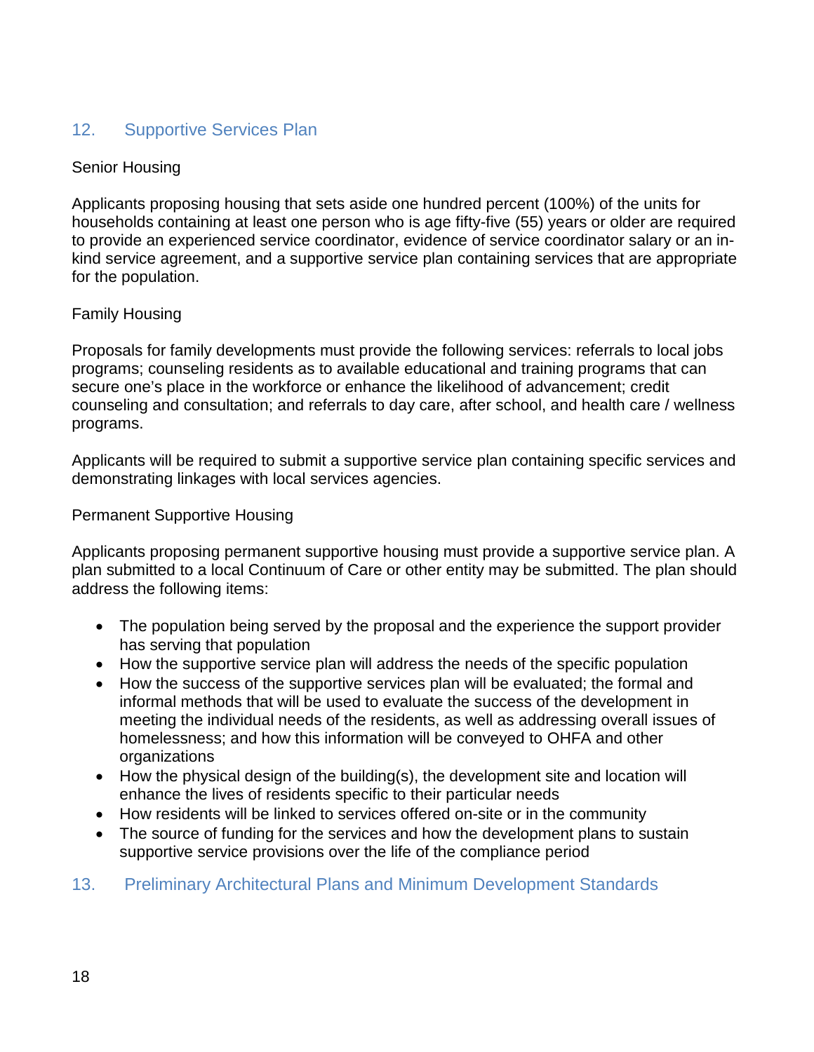## 12. Supportive Services Plan

Senior Housing

Applicants proposing housing that sets aside one hundred percent (100%) of the units for households containing at least one person who is age fifty-five (55) years or older are required to provide an experienced service coordinator, evidence of service coordinator salary or an in-kind service agreement, and a supportive service plan containing services that are appropriate for the population.

Family Housing

Proposals for family developments must provide the following services: referrals to local jobs programs; counseling residents as to available educational and training programs that can secure one's place in the workforce or enhance the likelihood of advancement; credit counseling and consultation; and referrals to day care, after school, and health care / wellness programs.

Applicants will be required to submit a supportive service plan containing specific services and demonstrating linkages with local services agencies.

Permanent Supportive Housing

Applicants proposing permanent supportive housing must provide a supportive service plan. A plan submitted to a local Continuum of Care or other entity may be submitted. The plan should address the following items:

- The population being served by the proposal and the experience the support provider has serving that population
- How the supportive service plan will address the needs of the specific population
- How the success of the supportive services plan will be evaluated; the formal and informal methods that will be used to evaluate the success of the development in meeting the individual needs of the residents, as well as addressing overall issues of homelessness; and how this information will be conveyed to OHFA and other organizations
- How the physical design of the building(s), the development site and location will enhance the lives of residents specific to their particular needs
- How residents will be linked to services offered on-site or in the community
- The source of funding for the services and how the development plans to sustain supportive service provisions over the life of the compliance period

## 13. Preliminary Architectural Plans and Minimum Development Standards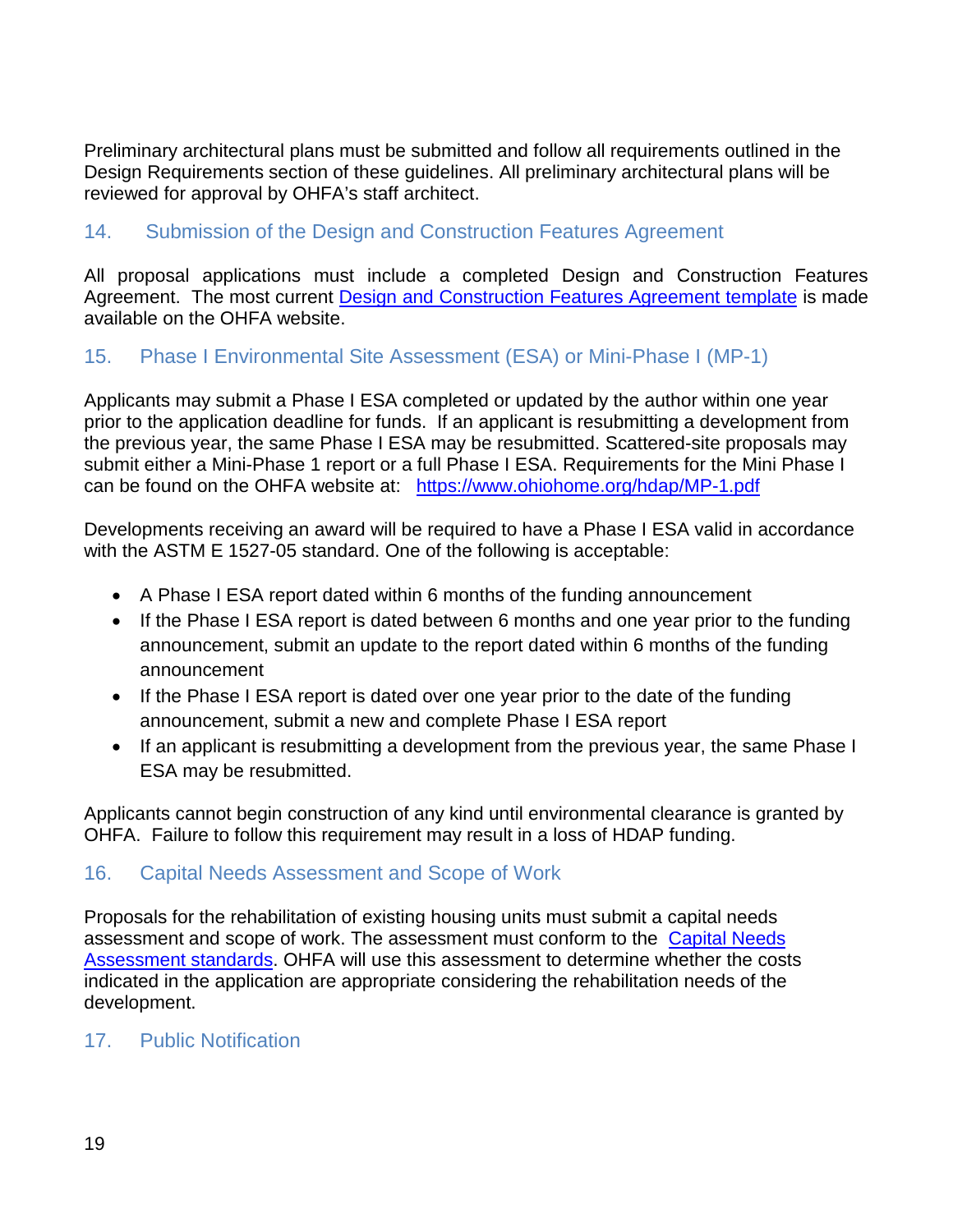Preliminary architectural plans must be submitted and follow all requirements outlined in the Design Requirements section of these guidelines. All preliminary architectural plans will be reviewed for approval by OHFA's staff architect.

## 14. Submission of the Design and Construction Features Agreement

All proposal applications must include a completed Design and Construction Features Agreement. The most current [Design and Construction Features Agreement template]() is made available on the OHFA website.

## 15. Phase I Environmental Site Assessment (ESA) or Mini-Phase I (MP-1)

Applicants may submit a Phase I ESA completed or updated by the author within one year prior to the application deadline for funds. If an applicant is resubmitting a development from the previous year, the same Phase I ESA may be resubmitted. Scattered-site proposals may submit either a Mini-Phase 1 report or a full Phase I ESA. Requirements for the Mini Phase I can be found on the OHFA website at: https://www.ohiohome.org/hdap/MP-1.pdf

Developments receiving an award will be required to have a Phase I ESA valid in accordance with the ASTM E 1527-05 standard. One of the following is acceptable:

- A Phase I ESA report dated within 6 months of the funding announcement
- If the Phase I ESA report is dated between 6 months and one year prior to the funding announcement, submit an update to the report dated within 6 months of the funding announcement
- If the Phase I ESA report is dated over one year prior to the date of the funding announcement, submit a new and complete Phase I ESA report
- If an applicant is resubmitting a development from the previous year, the same Phase I ESA may be resubmitted.

Applicants cannot begin construction of any kind until environmental clearance is granted by OHFA. Failure to follow this requirement may result in a loss of HDAP funding.

## 16. Capital Needs Assessment and Scope of Work

Proposals for the rehabilitation of existing housing units must submit a capital needs assessment and scope of work. The assessment must conform to the [Capital Needs Assessment standards](). OHFA will use this assessment to determine whether the costs indicated in the application are appropriate considering the rehabilitation needs of the development.

## 17. Public Notification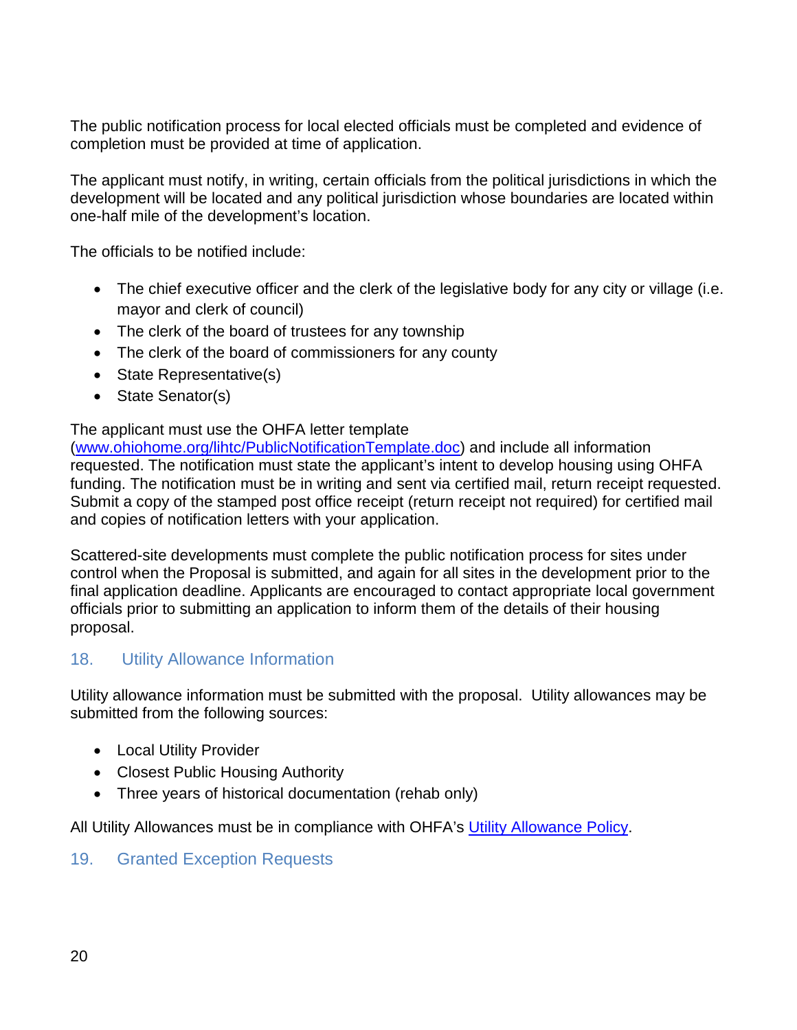The public notification process for local elected officials must be completed and evidence of completion must be provided at time of application.

The applicant must notify, in writing, certain officials from the political jurisdictions in which the development will be located and any political jurisdiction whose boundaries are located within one-half mile of the development's location.

The officials to be notified include:

- The chief executive officer and the clerk of the legislative body for any city or village (i.e. mayor and clerk of council)
- The clerk of the board of trustees for any township
- The clerk of the board of commissioners for any county
- State Representative(s)
- State Senator(s)

The applicant must use the OHFA letter template ([www.ohiohome.org/lihtc/PublicNotificationTemplate.doc](www.ohiohome.org/lihtc/PublicNotificationTemplate.doc)) and include all information requested. The notification must state the applicant's intent to develop housing using OHFA funding. The notification must be in writing and sent via certified mail, return receipt requested. Submit a copy of the stamped post office receipt (return receipt not required) for certified mail and copies of notification letters with your application.

Scattered-site developments must complete the public notification process for sites under control when the Proposal is submitted, and again for all sites in the development prior to the final application deadline. Applicants are encouraged to contact appropriate local government officials prior to submitting an application to inform them of the details of their housing proposal.

## 18. Utility Allowance Information

Utility allowance information must be submitted with the proposal. Utility allowances may be submitted from the following sources:

- Local Utility Provider
- Closest Public Housing Authority
- Three years of historical documentation (rehab only)

All Utility Allowances must be in compliance with OHFA's Utility Allowance Policy.

## 19. Granted Exception Requests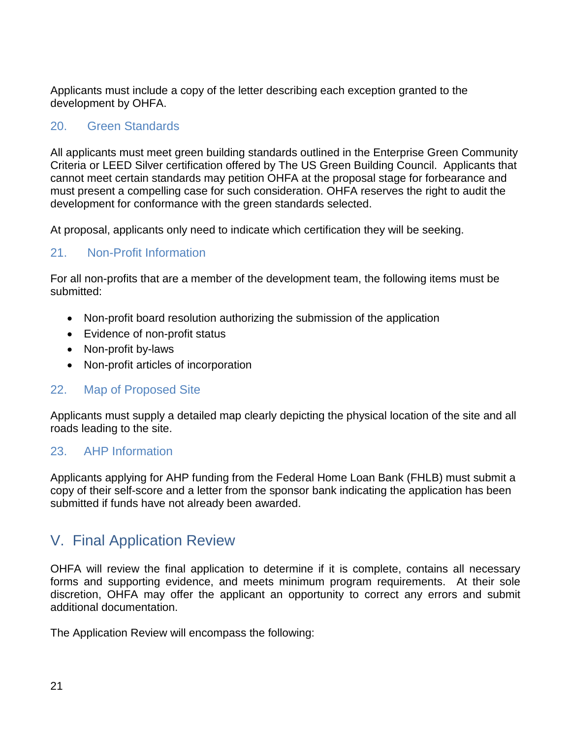Applicants must include a copy of the letter describing each exception granted to the development by OHFA.

### 20. Green Standards

All applicants must meet green building standards outlined in the Enterprise Green Community Criteria or LEED Silver certification offered by The US Green Building Council. Applicants that cannot meet certain standards may petition OHFA at the proposal stage for forbearance and must present a compelling case for such consideration. OHFA reserves the right to audit the development for conformance with the green standards selected.

At proposal, applicants only need to indicate which certification they will be seeking.

### 21. Non-Profit Information

For all non-profits that are a member of the development team, the following items must be submitted:

- Non-profit board resolution authorizing the submission of the application
- Evidence of non-profit status
- Non-profit by-laws
- Non-profit articles of incorporation

### 22. Map of Proposed Site

Applicants must supply a detailed map clearly depicting the physical location of the site and all roads leading to the site.

### 23. AHP Information

Applicants applying for AHP funding from the Federal Home Loan Bank (FHLB) must submit a copy of their self-score and a letter from the sponsor bank indicating the application has been submitted if funds have not already been awarded.

## V. Final Application Review

OHFA will review the final application to determine if it is complete, contains all necessary forms and supporting evidence, and meets minimum program requirements. At their sole discretion, OHFA may offer the applicant an opportunity to correct any errors and submit additional documentation.

The Application Review will encompass the following: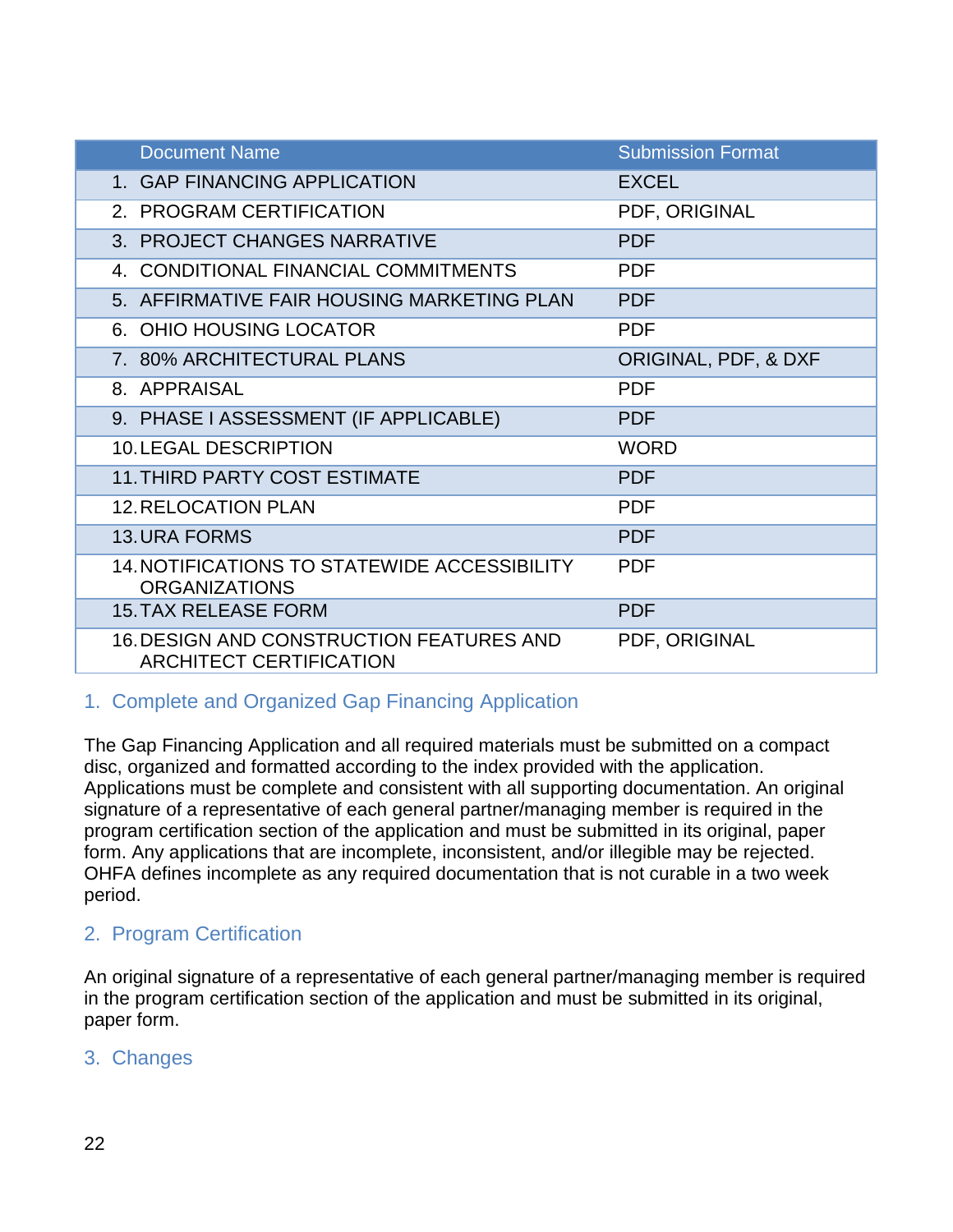| Document Name | Submission Format |
|---|---|
| 1. GAP FINANCING APPLICATION | EXCEL |
| 2. PROGRAM CERTIFICATION | PDF, ORIGINAL |
| 3. PROJECT CHANGES NARRATIVE | PDF |
| 4. CONDITIONAL FINANCIAL COMMITMENTS | PDF |
| 5. AFFIRMATIVE FAIR HOUSING MARKETING PLAN | PDF |
| 6. OHIO HOUSING LOCATOR | PDF |
| 7. 80% ARCHITECTURAL PLANS | ORIGINAL, PDF, & DXF |
| 8. APPRAISAL | PDF |
| 9. PHASE I ASSESSMENT (IF APPLICABLE) | PDF |
| 10. LEGAL DESCRIPTION | WORD |
| 11. THIRD PARTY COST ESTIMATE | PDF |
| 12. RELOCATION PLAN | PDF |
| 13. URA FORMS | PDF |
| 14. NOTIFICATIONS TO STATEWIDE ACCESSIBILITY ORGANIZATIONS | PDF |
| 15. TAX RELEASE FORM | PDF |
| 16. DESIGN AND CONSTRUCTION FEATURES AND ARCHITECT CERTIFICATION | PDF, ORIGINAL |

## 1. Complete and Organized Gap Financing Application

The Gap Financing Application and all required materials must be submitted on a compact disc, organized and formatted according to the index provided with the application. Applications must be complete and consistent with all supporting documentation. An original signature of a representative of each general partner/managing member is required in the program certification section of the application and must be submitted in its original, paper form. Any applications that are incomplete, inconsistent, and/or illegible may be rejected. OHFA defines incomplete as any required documentation that is not curable in a two week period.

## 2. Program Certification

An original signature of a representative of each general partner/managing member is required in the program certification section of the application and must be submitted in its original, paper form.

## 3. Changes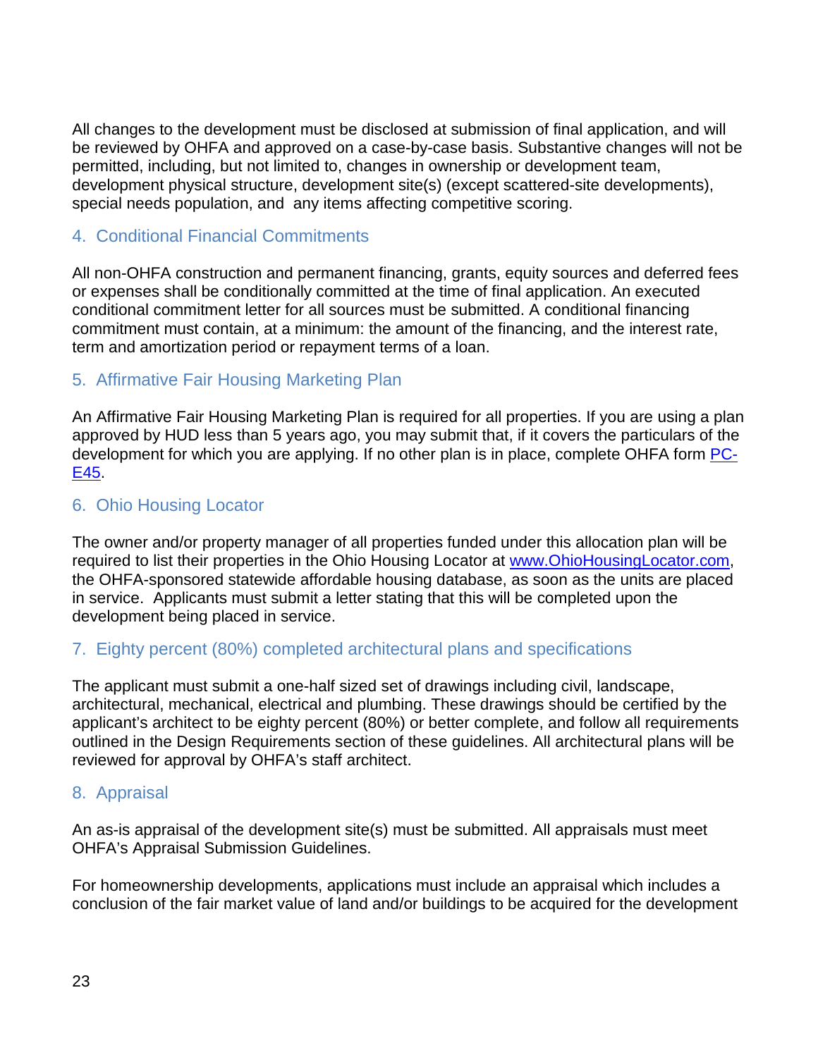All changes to the development must be disclosed at submission of final application, and will be reviewed by OHFA and approved on a case-by-case basis. Substantive changes will not be permitted, including, but not limited to, changes in ownership or development team, development physical structure, development site(s) (except scattered-site developments), special needs population, and any items affecting competitive scoring.

## 4. Conditional Financial Commitments

All non-OHFA construction and permanent financing, grants, equity sources and deferred fees or expenses shall be conditionally committed at the time of final application. An executed conditional commitment letter for all sources must be submitted. A conditional financing commitment must contain, at a minimum: the amount of the financing, and the interest rate, term and amortization period or repayment terms of a loan.

## 5. Affirmative Fair Housing Marketing Plan

An Affirmative Fair Housing Marketing Plan is required for all properties. If you are using a plan approved by HUD less than 5 years ago, you may submit that, if it covers the particulars of the development for which you are applying. If no other plan is in place, complete OHFA form PC-E45.

## 6. Ohio Housing Locator

The owner and/or property manager of all properties funded under this allocation plan will be required to list their properties in the Ohio Housing Locator at www.OhioHousingLocator.com, the OHFA-sponsored statewide affordable housing database, as soon as the units are placed in service. Applicants must submit a letter stating that this will be completed upon the development being placed in service.

## 7. Eighty percent (80%) completed architectural plans and specifications

The applicant must submit a one-half sized set of drawings including civil, landscape, architectural, mechanical, electrical and plumbing. These drawings should be certified by the applicant's architect to be eighty percent (80%) or better complete, and follow all requirements outlined in the Design Requirements section of these guidelines. All architectural plans will be reviewed for approval by OHFA's staff architect.

## 8. Appraisal

An as-is appraisal of the development site(s) must be submitted. All appraisals must meet OHFA's Appraisal Submission Guidelines.

For homeownership developments, applications must include an appraisal which includes a conclusion of the fair market value of land and/or buildings to be acquired for the development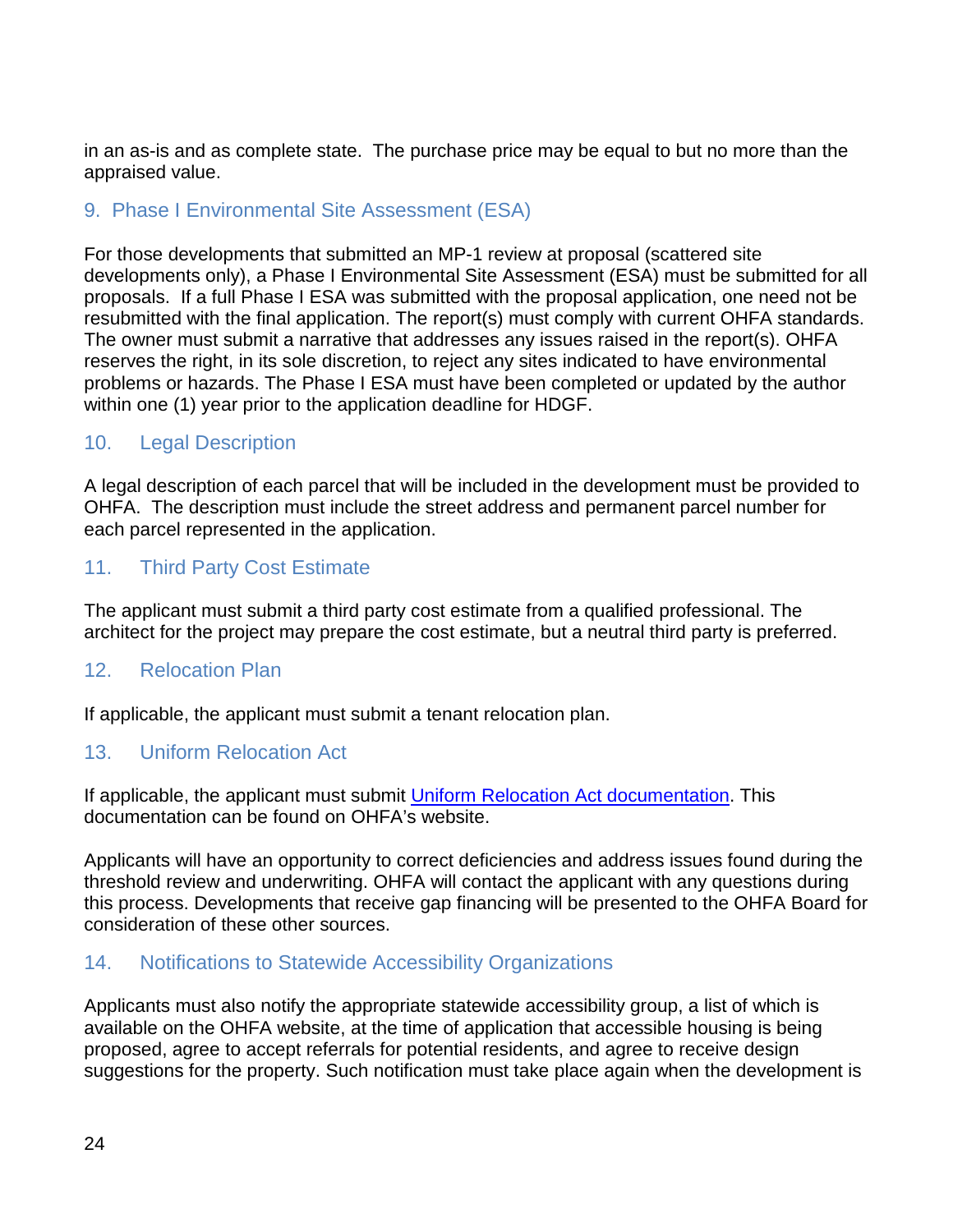in an as-is and as complete state. The purchase price may be equal to but no more than the appraised value.

### 9. Phase I Environmental Site Assessment (ESA)

For those developments that submitted an MP-1 review at proposal (scattered site developments only), a Phase I Environmental Site Assessment (ESA) must be submitted for all proposals. If a full Phase I ESA was submitted with the proposal application, one need not be resubmitted with the final application. The report(s) must comply with current OHFA standards. The owner must submit a narrative that addresses any issues raised in the report(s). OHFA reserves the right, in its sole discretion, to reject any sites indicated to have environmental problems or hazards. The Phase I ESA must have been completed or updated by the author within one (1) year prior to the application deadline for HDGF.

### 10. Legal Description

A legal description of each parcel that will be included in the development must be provided to OHFA. The description must include the street address and permanent parcel number for each parcel represented in the application.

### 11. Third Party Cost Estimate

The applicant must submit a third party cost estimate from a qualified professional. The architect for the project may prepare the cost estimate, but a neutral third party is preferred.

### 12. Relocation Plan

If applicable, the applicant must submit a tenant relocation plan.

### 13. Uniform Relocation Act

If applicable, the applicant must submit Uniform Relocation Act documentation. This documentation can be found on OHFA's website.

Applicants will have an opportunity to correct deficiencies and address issues found during the threshold review and underwriting. OHFA will contact the applicant with any questions during this process. Developments that receive gap financing will be presented to the OHFA Board for consideration of these other sources.

### 14. Notifications to Statewide Accessibility Organizations

Applicants must also notify the appropriate statewide accessibility group, a list of which is available on the OHFA website, at the time of application that accessible housing is being proposed, agree to accept referrals for potential residents, and agree to receive design suggestions for the property. Such notification must take place again when the development is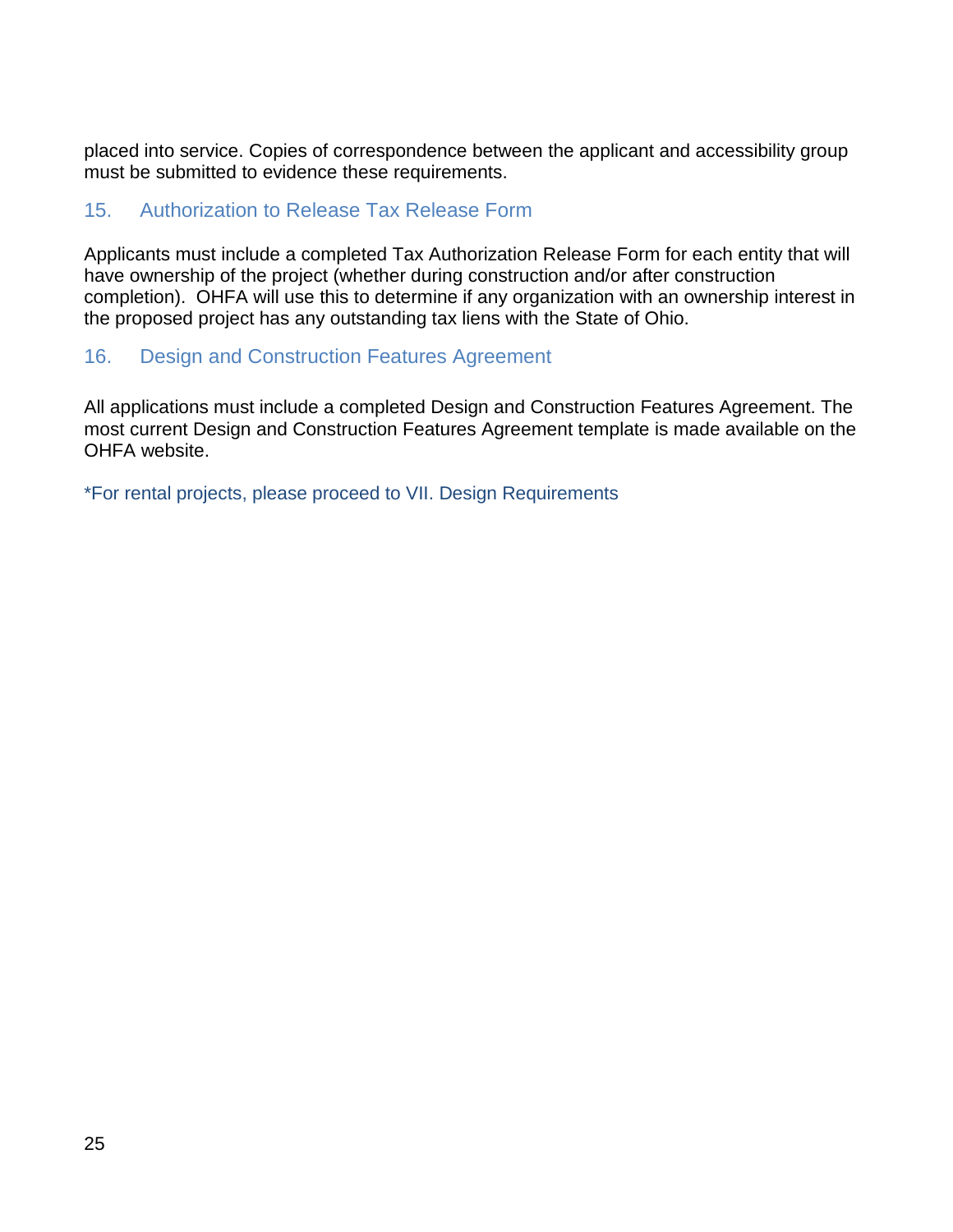placed into service. Copies of correspondence between the applicant and accessibility group must be submitted to evidence these requirements.

### 15. Authorization to Release Tax Release Form

Applicants must include a completed Tax Authorization Release Form for each entity that will have ownership of the project (whether during construction and/or after construction completion). OHFA will use this to determine if any organization with an ownership interest in the proposed project has any outstanding tax liens with the State of Ohio.

### 16. Design and Construction Features Agreement

All applications must include a completed Design and Construction Features Agreement. The most current Design and Construction Features Agreement template is made available on the OHFA website.

*For rental projects, please proceed to VII. Design Requirements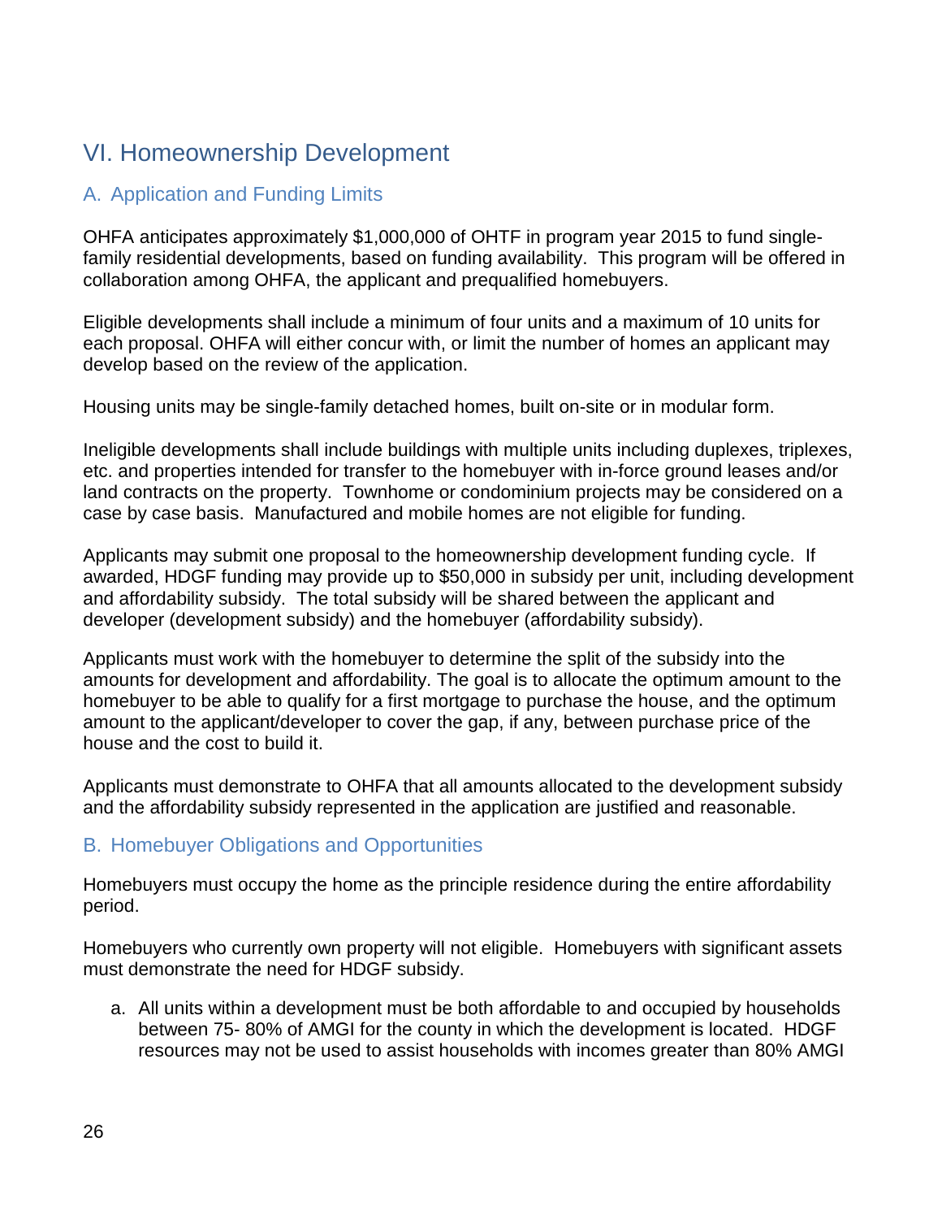## VI. Homeownership Development

### A. Application and Funding Limits

OHFA anticipates approximately $1,000,000 of OHTF in program year 2015 to fund single-family residential developments, based on funding availability. This program will be offered in collaboration among OHFA, the applicant and prequalified homebuyers.

Eligible developments shall include a minimum of four units and a maximum of 10 units for each proposal. OHFA will either concur with, or limit the number of homes an applicant may develop based on the review of the application.

Housing units may be single-family detached homes, built on-site or in modular form.

Ineligible developments shall include buildings with multiple units including duplexes, triplexes, etc. and properties intended for transfer to the homebuyer with in-force ground leases and/or land contracts on the property. Townhome or condominium projects may be considered on a case by case basis. Manufactured and mobile homes are not eligible for funding.

Applicants may submit one proposal to the homeownership development funding cycle. If awarded, HDGF funding may provide up to $50,000 in subsidy per unit, including development and affordability subsidy. The total subsidy will be shared between the applicant and developer (development subsidy) and the homebuyer (affordability subsidy).

Applicants must work with the homebuyer to determine the split of the subsidy into the amounts for development and affordability. The goal is to allocate the optimum amount to the homebuyer to be able to qualify for a first mortgage to purchase the house, and the optimum amount to the applicant/developer to cover the gap, if any, between purchase price of the house and the cost to build it.

Applicants must demonstrate to OHFA that all amounts allocated to the development subsidy and the affordability subsidy represented in the application are justified and reasonable.

### B. Homebuyer Obligations and Opportunities

Homebuyers must occupy the home as the principle residence during the entire affordability period.

Homebuyers who currently own property will not eligible. Homebuyers with significant assets must demonstrate the need for HDGF subsidy.

a. All units within a development must be both affordable to and occupied by households between 75- 80% of AMGI for the county in which the development is located. HDGF resources may not be used to assist households with incomes greater than 80% AMGI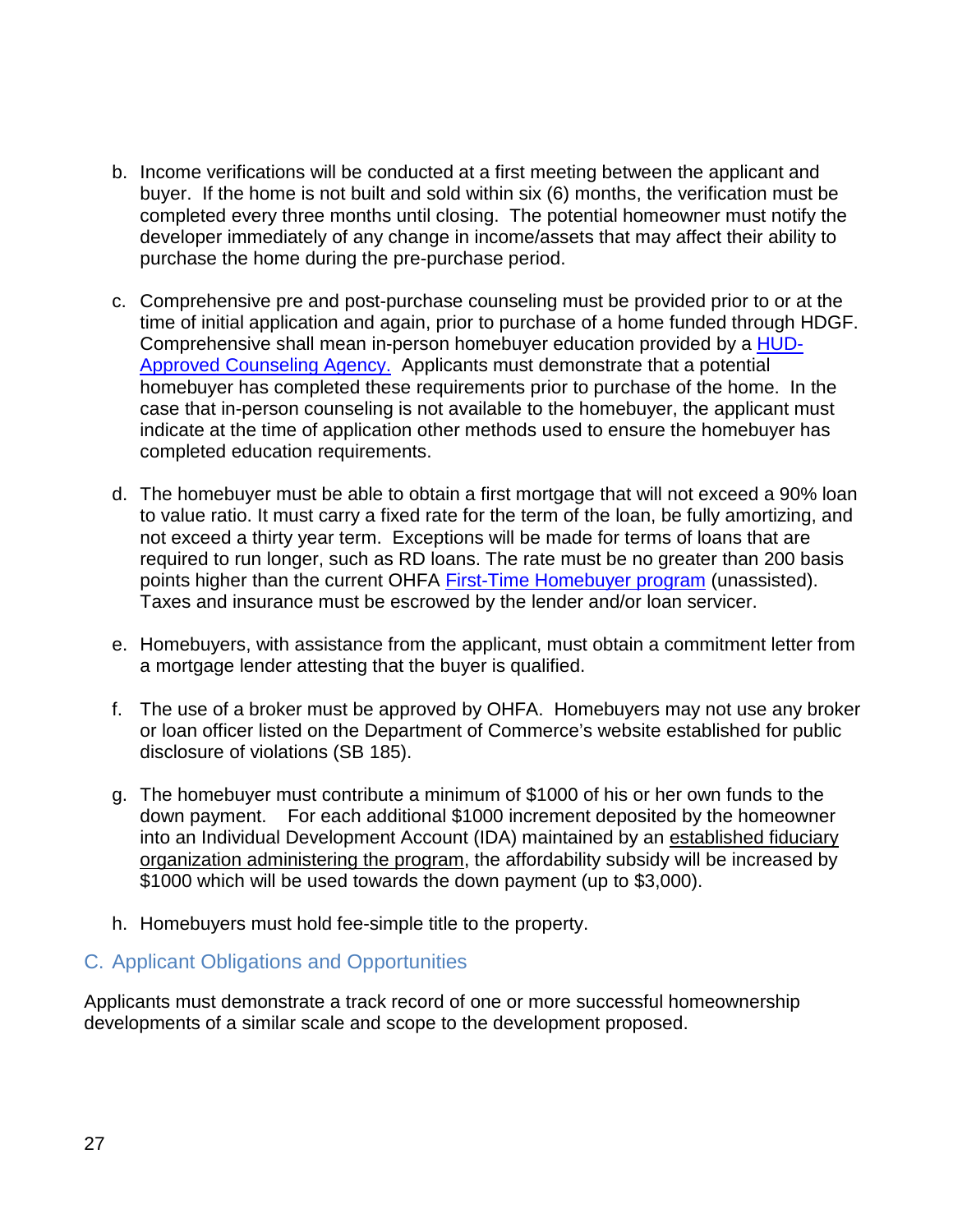b. Income verifications will be conducted at a first meeting between the applicant and buyer. If the home is not built and sold within six (6) months, the verification must be completed every three months until closing. The potential homeowner must notify the developer immediately of any change in income/assets that may affect their ability to purchase the home during the pre-purchase period.

c. Comprehensive pre and post-purchase counseling must be provided prior to or at the time of initial application and again, prior to purchase of a home funded through HDGF. Comprehensive shall mean in-person homebuyer education provided by a [HUD-Approved Counseling Agency.] Applicants must demonstrate that a potential homebuyer has completed these requirements prior to purchase of the home. In the case that in-person counseling is not available to the homebuyer, the applicant must indicate at the time of application other methods used to ensure the homebuyer has completed education requirements.

d. The homebuyer must be able to obtain a first mortgage that will not exceed a 90% loan to value ratio. It must carry a fixed rate for the term of the loan, be fully amortizing, and not exceed a thirty year term. Exceptions will be made for terms of loans that are required to run longer, such as RD loans. The rate must be no greater than 200 basis points higher than the current OHFA [First-Time Homebuyer program] (unassisted). Taxes and insurance must be escrowed by the lender and/or loan servicer.

e. Homebuyers, with assistance from the applicant, must obtain a commitment letter from a mortgage lender attesting that the buyer is qualified.

f. The use of a broker must be approved by OHFA. Homebuyers may not use any broker or loan officer listed on the Department of Commerce's website established for public disclosure of violations (SB 185).

g. The homebuyer must contribute a minimum of $1000 of his or her own funds to the down payment. For each additional $1000 increment deposited by the homeowner into an Individual Development Account (IDA) maintained by an established fiduciary organization administering the program, the affordability subsidy will be increased by $1000 which will be used towards the down payment (up to $3,000).

h. Homebuyers must hold fee-simple title to the property.

## C. Applicant Obligations and Opportunities

Applicants must demonstrate a track record of one or more successful homeownership developments of a similar scale and scope to the development proposed.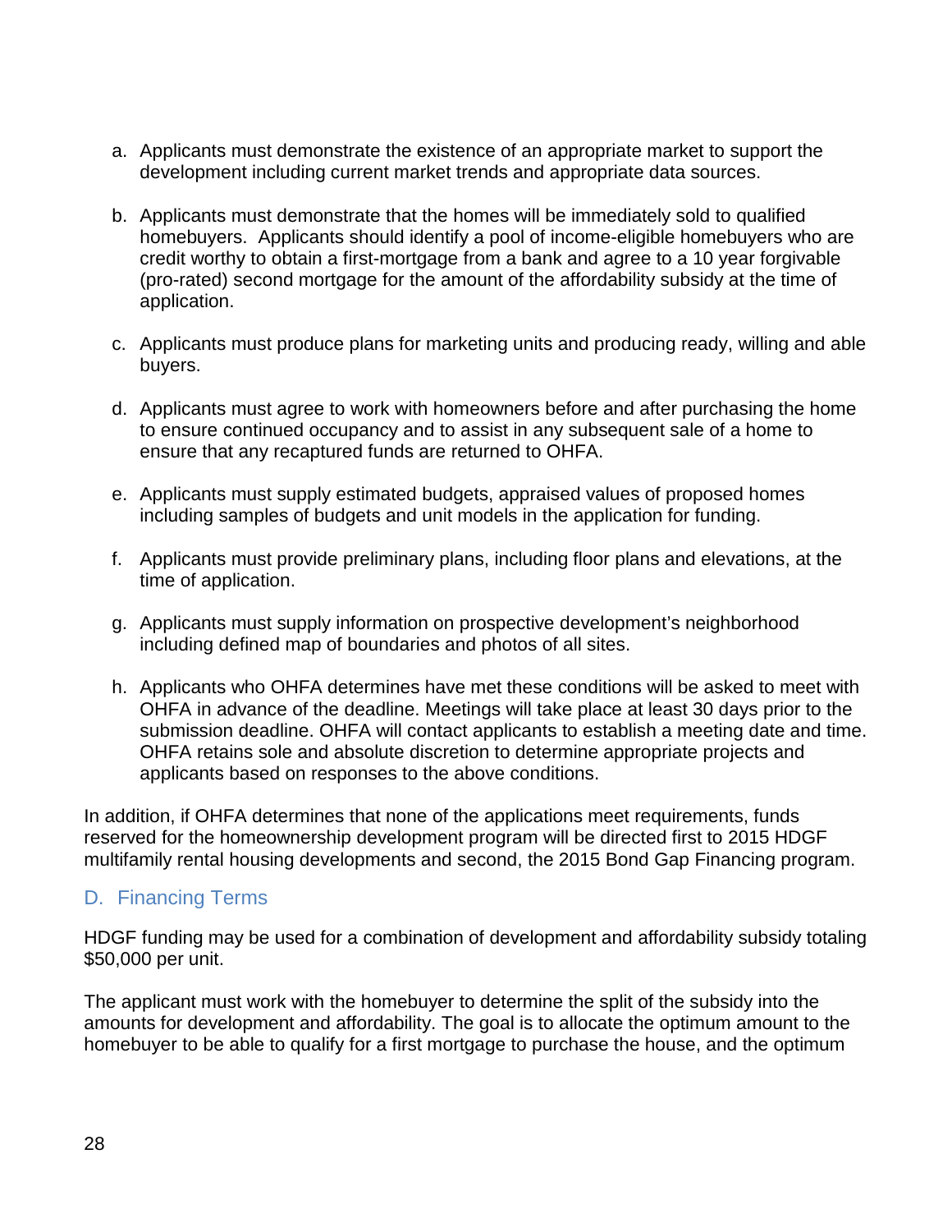a. Applicants must demonstrate the existence of an appropriate market to support the development including current market trends and appropriate data sources.

b. Applicants must demonstrate that the homes will be immediately sold to qualified homebuyers. Applicants should identify a pool of income-eligible homebuyers who are credit worthy to obtain a first-mortgage from a bank and agree to a 10 year forgivable (pro-rated) second mortgage for the amount of the affordability subsidy at the time of application.

c. Applicants must produce plans for marketing units and producing ready, willing and able buyers.

d. Applicants must agree to work with homeowners before and after purchasing the home to ensure continued occupancy and to assist in any subsequent sale of a home to ensure that any recaptured funds are returned to OHFA.

e. Applicants must supply estimated budgets, appraised values of proposed homes including samples of budgets and unit models in the application for funding.

f. Applicants must provide preliminary plans, including floor plans and elevations, at the time of application.

g. Applicants must supply information on prospective development's neighborhood including defined map of boundaries and photos of all sites.

h. Applicants who OHFA determines have met these conditions will be asked to meet with OHFA in advance of the deadline. Meetings will take place at least 30 days prior to the submission deadline. OHFA will contact applicants to establish a meeting date and time. OHFA retains sole and absolute discretion to determine appropriate projects and applicants based on responses to the above conditions.

In addition, if OHFA determines that none of the applications meet requirements, funds reserved for the homeownership development program will be directed first to 2015 HDGF multifamily rental housing developments and second, the 2015 Bond Gap Financing program.

## D. Financing Terms

HDGF funding may be used for a combination of development and affordability subsidy totaling $50,000 per unit.

The applicant must work with the homebuyer to determine the split of the subsidy into the amounts for development and affordability. The goal is to allocate the optimum amount to the homebuyer to be able to qualify for a first mortgage to purchase the house, and the optimum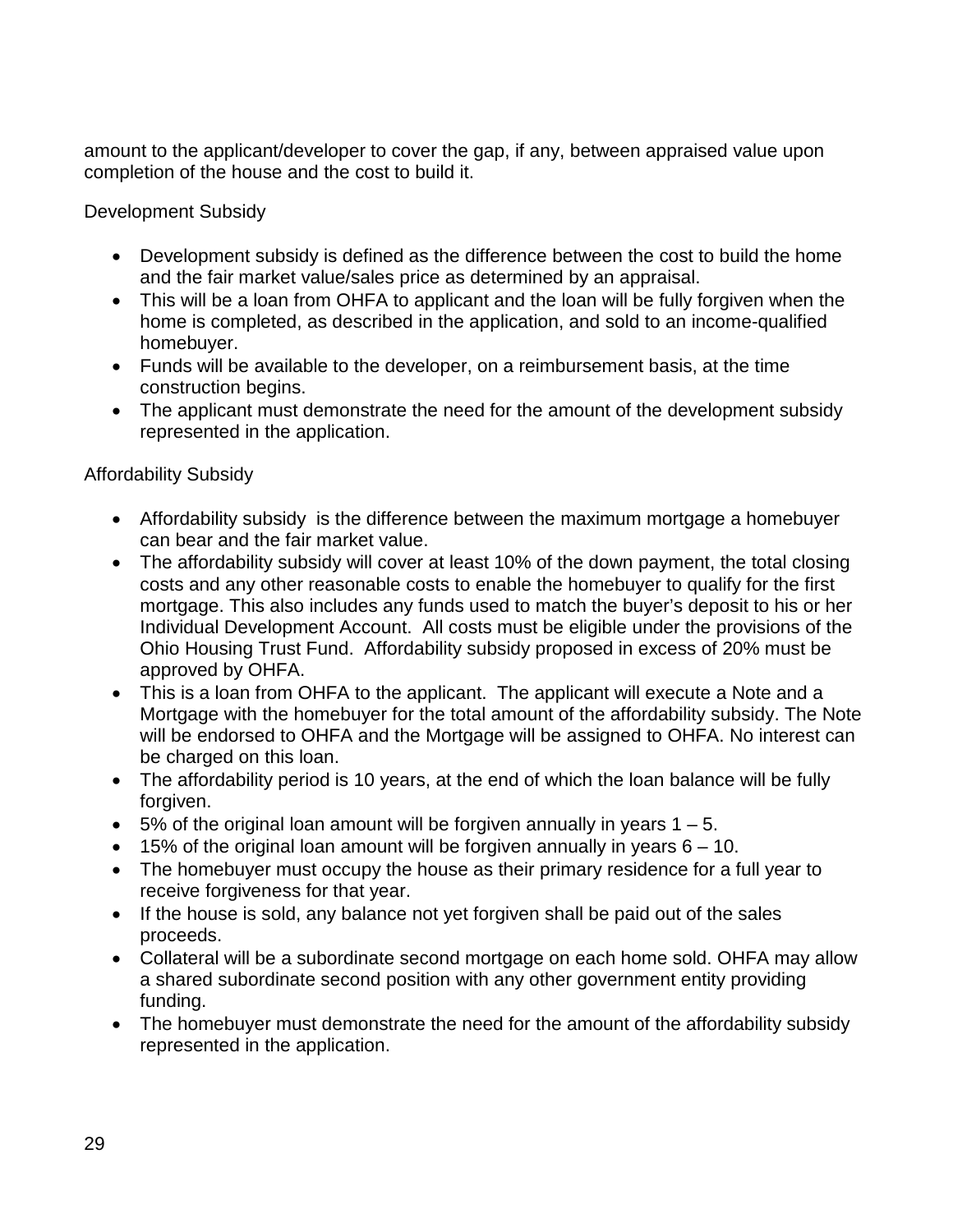amount to the applicant/developer to cover the gap, if any, between appraised value upon completion of the house and the cost to build it.

Development Subsidy

- Development subsidy is defined as the difference between the cost to build the home and the fair market value/sales price as determined by an appraisal.
- This will be a loan from OHFA to applicant and the loan will be fully forgiven when the home is completed, as described in the application, and sold to an income-qualified homebuyer.
- Funds will be available to the developer, on a reimbursement basis, at the time construction begins.
- The applicant must demonstrate the need for the amount of the development subsidy represented in the application.

Affordability Subsidy

- Affordability subsidy is the difference between the maximum mortgage a homebuyer can bear and the fair market value.
- The affordability subsidy will cover at least 10% of the down payment, the total closing costs and any other reasonable costs to enable the homebuyer to qualify for the first mortgage. This also includes any funds used to match the buyer's deposit to his or her Individual Development Account. All costs must be eligible under the provisions of the Ohio Housing Trust Fund. Affordability subsidy proposed in excess of 20% must be approved by OHFA.
- This is a loan from OHFA to the applicant. The applicant will execute a Note and a Mortgage with the homebuyer for the total amount of the affordability subsidy. The Note will be endorsed to OHFA and the Mortgage will be assigned to OHFA. No interest can be charged on this loan.
- The affordability period is 10 years, at the end of which the loan balance will be fully forgiven.
- 5% of the original loan amount will be forgiven annually in years 1 – 5.
- 15% of the original loan amount will be forgiven annually in years 6 – 10.
- The homebuyer must occupy the house as their primary residence for a full year to receive forgiveness for that year.
- If the house is sold, any balance not yet forgiven shall be paid out of the sales proceeds.
- Collateral will be a subordinate second mortgage on each home sold. OHFA may allow a shared subordinate second position with any other government entity providing funding.
- The homebuyer must demonstrate the need for the amount of the affordability subsidy represented in the application.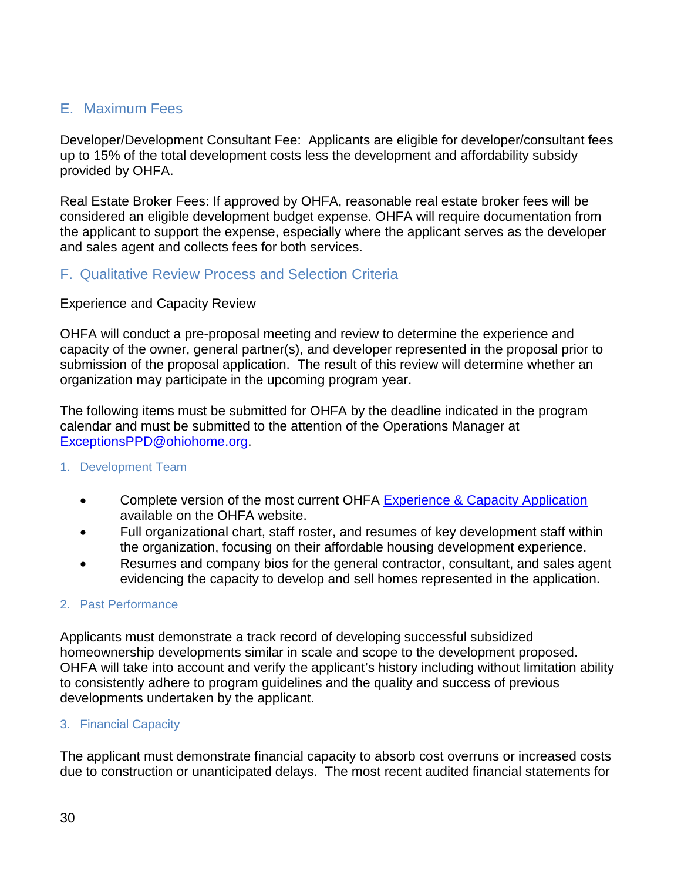## E. Maximum Fees

Developer/Development Consultant Fee: Applicants are eligible for developer/consultant fees up to 15% of the total development costs less the development and affordability subsidy provided by OHFA.

Real Estate Broker Fees: If approved by OHFA, reasonable real estate broker fees will be considered an eligible development budget expense. OHFA will require documentation from the applicant to support the expense, especially where the applicant serves as the developer and sales agent and collects fees for both services.

## F. Qualitative Review Process and Selection Criteria

Experience and Capacity Review

OHFA will conduct a pre-proposal meeting and review to determine the experience and capacity of the owner, general partner(s), and developer represented in the proposal prior to submission of the proposal application. The result of this review will determine whether an organization may participate in the upcoming program year.

The following items must be submitted for OHFA by the deadline indicated in the program calendar and must be submitted to the attention of the Operations Manager at ExceptionsPPD@ohiohome.org.

### 1. Development Team

- Complete version of the most current OHFA Experience & Capacity Application available on the OHFA website.
- Full organizational chart, staff roster, and resumes of key development staff within the organization, focusing on their affordable housing development experience.
- Resumes and company bios for the general contractor, consultant, and sales agent evidencing the capacity to develop and sell homes represented in the application.

### 2. Past Performance

Applicants must demonstrate a track record of developing successful subsidized homeownership developments similar in scale and scope to the development proposed. OHFA will take into account and verify the applicant's history including without limitation ability to consistently adhere to program guidelines and the quality and success of previous developments undertaken by the applicant.

### 3. Financial Capacity

The applicant must demonstrate financial capacity to absorb cost overruns or increased costs due to construction or unanticipated delays. The most recent audited financial statements for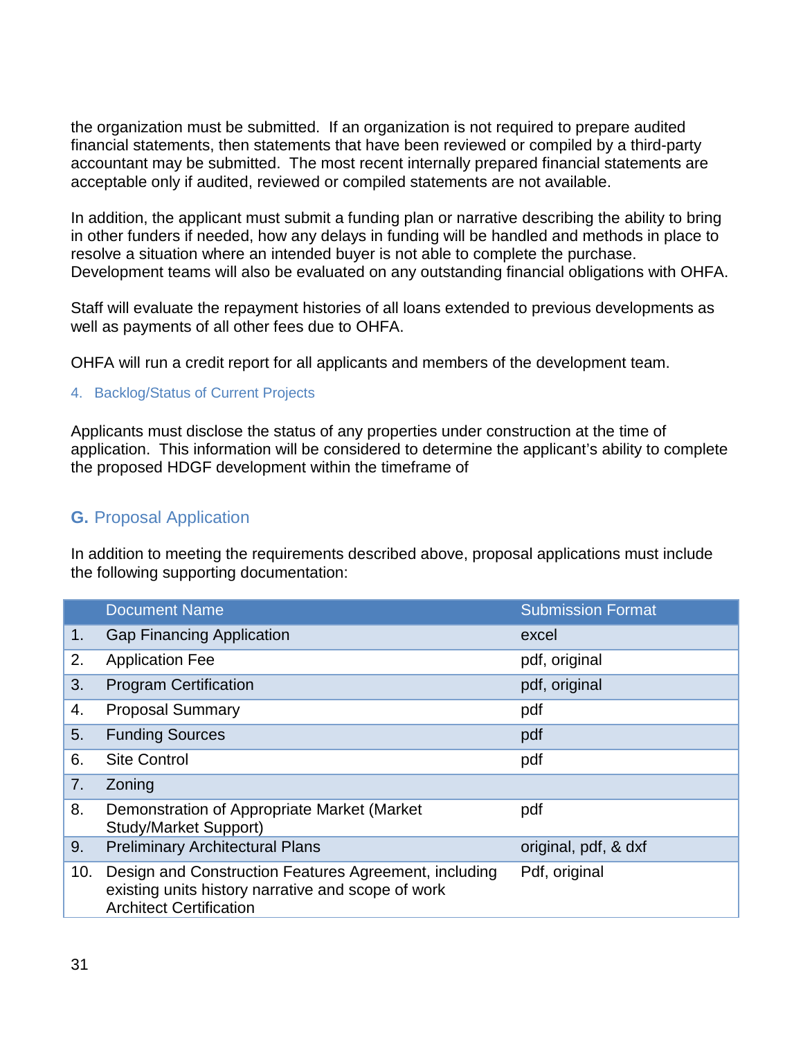the organization must be submitted. If an organization is not required to prepare audited financial statements, then statements that have been reviewed or compiled by a third-party accountant may be submitted. The most recent internally prepared financial statements are acceptable only if audited, reviewed or compiled statements are not available.

In addition, the applicant must submit a funding plan or narrative describing the ability to bring in other funders if needed, how any delays in funding will be handled and methods in place to resolve a situation where an intended buyer is not able to complete the purchase. Development teams will also be evaluated on any outstanding financial obligations with OHFA.

Staff will evaluate the repayment histories of all loans extended to previous developments as well as payments of all other fees due to OHFA.

OHFA will run a credit report for all applicants and members of the development team.

#### 4. Backlog/Status of Current Projects

Applicants must disclose the status of any properties under construction at the time of application. This information will be considered to determine the applicant's ability to complete the proposed HDGF development within the timeframe of

## G. Proposal Application

In addition to meeting the requirements described above, proposal applications must include the following supporting documentation:

| | Document Name | Submission Format |
|---|---|---|
| 1. | Gap Financing Application | excel |
| 2. | Application Fee | pdf, original |
| 3. | Program Certification | pdf, original |
| 4. | Proposal Summary | pdf |
| 5. | Funding Sources | pdf |
| 6. | Site Control | pdf |
| 7. | Zoning | |
| 8. | Demonstration of Appropriate Market (Market Study/Market Support) | pdf |
| 9. | Preliminary Architectural Plans | original, pdf, & dxf |
| 10. | Design and Construction Features Agreement, including existing units history narrative and scope of work Architect Certification | Pdf, original |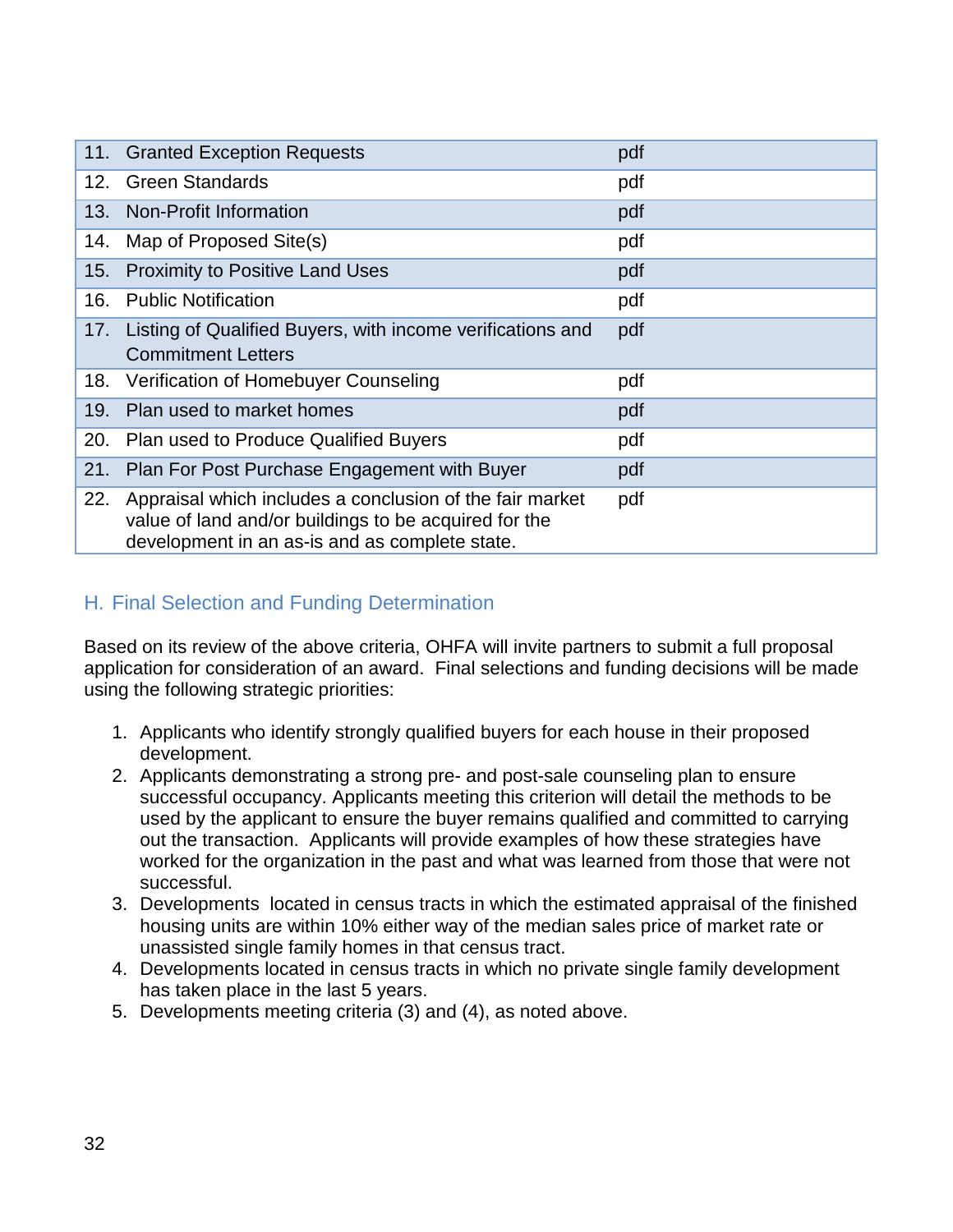| | | |
|---|---|---|
| 11. | Granted Exception Requests | pdf |
| 12. | Green Standards | pdf |
| 13. | Non-Profit Information | pdf |
| 14. | Map of Proposed Site(s) | pdf |
| 15. | Proximity to Positive Land Uses | pdf |
| 16. | Public Notification | pdf |
| 17. | Listing of Qualified Buyers, with income verifications and Commitment Letters | pdf |
| 18. | Verification of Homebuyer Counseling | pdf |
| 19. | Plan used to market homes | pdf |
| 20. | Plan used to Produce Qualified Buyers | pdf |
| 21. | Plan For Post Purchase Engagement with Buyer | pdf |
| 22. | Appraisal which includes a conclusion of the fair market value of land and/or buildings to be acquired for the development in an as-is and as complete state. | pdf |

## H. Final Selection and Funding Determination

Based on its review of the above criteria, OHFA will invite partners to submit a full proposal application for consideration of an award. Final selections and funding decisions will be made using the following strategic priorities:

1. Applicants who identify strongly qualified buyers for each house in their proposed development.
2. Applicants demonstrating a strong pre- and post-sale counseling plan to ensure successful occupancy. Applicants meeting this criterion will detail the methods to be used by the applicant to ensure the buyer remains qualified and committed to carrying out the transaction. Applicants will provide examples of how these strategies have worked for the organization in the past and what was learned from those that were not successful.
3. Developments located in census tracts in which the estimated appraisal of the finished housing units are within 10% either way of the median sales price of market rate or unassisted single family homes in that census tract.
4. Developments located in census tracts in which no private single family development has taken place in the last 5 years.
5. Developments meeting criteria (3) and (4), as noted above.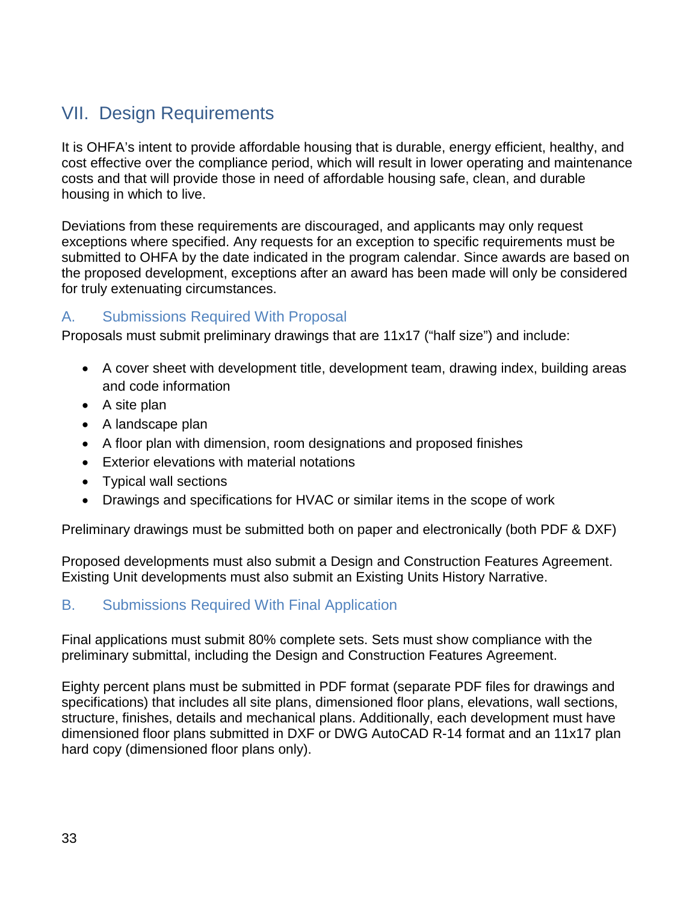# VII. Design Requirements

It is OHFA's intent to provide affordable housing that is durable, energy efficient, healthy, and cost effective over the compliance period, which will result in lower operating and maintenance costs and that will provide those in need of affordable housing safe, clean, and durable housing in which to live.

Deviations from these requirements are discouraged, and applicants may only request exceptions where specified. Any requests for an exception to specific requirements must be submitted to OHFA by the date indicated in the program calendar. Since awards are based on the proposed development, exceptions after an award has been made will only be considered for truly extenuating circumstances.

## A. Submissions Required With Proposal

Proposals must submit preliminary drawings that are 11x17 ("half size") and include:

- A cover sheet with development title, development team, drawing index, building areas and code information
- A site plan
- A landscape plan
- A floor plan with dimension, room designations and proposed finishes
- Exterior elevations with material notations
- Typical wall sections
- Drawings and specifications for HVAC or similar items in the scope of work

Preliminary drawings must be submitted both on paper and electronically (both PDF & DXF)

Proposed developments must also submit a Design and Construction Features Agreement. Existing Unit developments must also submit an Existing Units History Narrative.

## B. Submissions Required With Final Application

Final applications must submit 80% complete sets. Sets must show compliance with the preliminary submittal, including the Design and Construction Features Agreement.

Eighty percent plans must be submitted in PDF format (separate PDF files for drawings and specifications) that includes all site plans, dimensioned floor plans, elevations, wall sections, structure, finishes, details and mechanical plans. Additionally, each development must have dimensioned floor plans submitted in DXF or DWG AutoCAD R-14 format and an 11x17 plan hard copy (dimensioned floor plans only).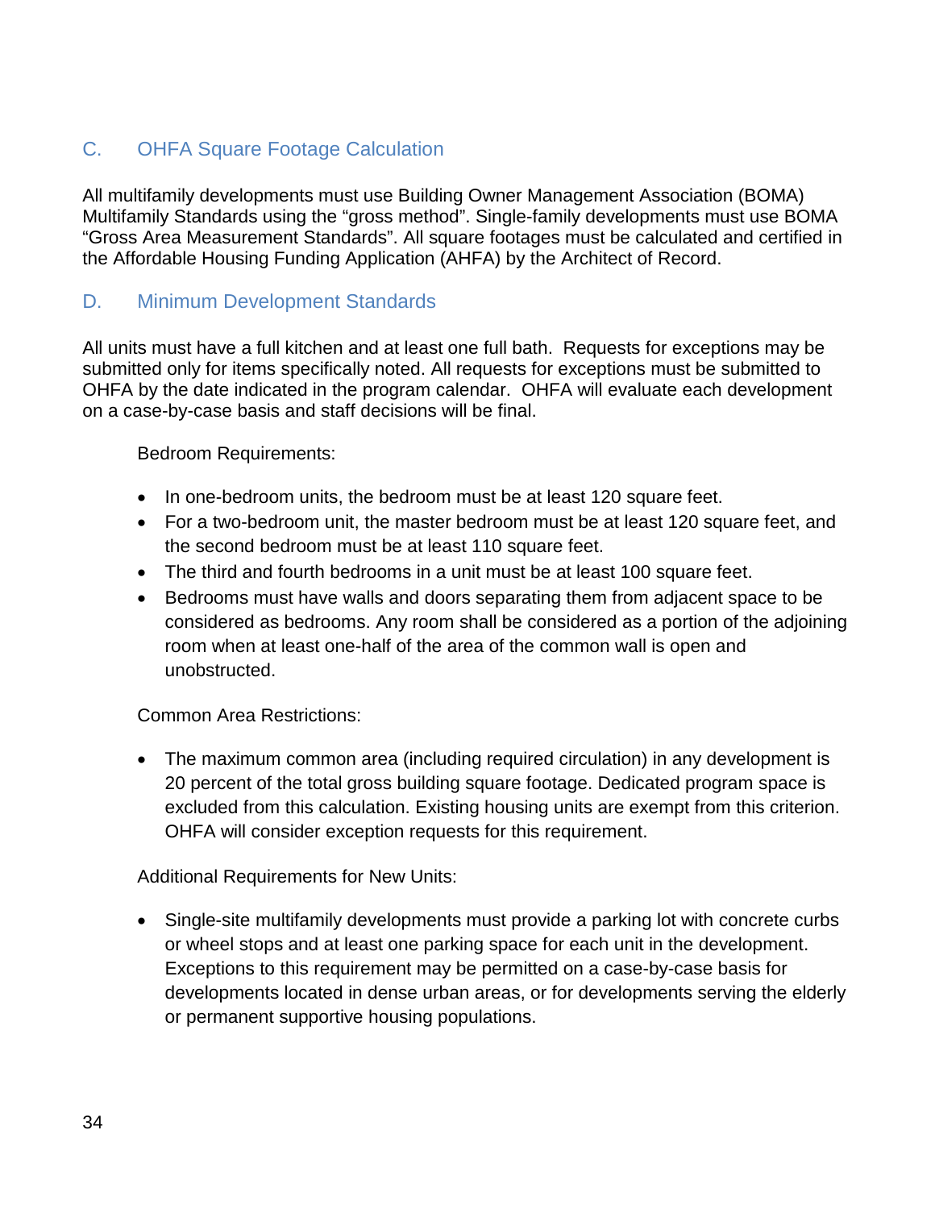## C. OHFA Square Footage Calculation

All multifamily developments must use Building Owner Management Association (BOMA) Multifamily Standards using the "gross method". Single-family developments must use BOMA "Gross Area Measurement Standards". All square footages must be calculated and certified in the Affordable Housing Funding Application (AHFA) by the Architect of Record.

## D. Minimum Development Standards

All units must have a full kitchen and at least one full bath. Requests for exceptions may be submitted only for items specifically noted. All requests for exceptions must be submitted to OHFA by the date indicated in the program calendar. OHFA will evaluate each development on a case-by-case basis and staff decisions will be final.

Bedroom Requirements:

- In one-bedroom units, the bedroom must be at least 120 square feet.
- For a two-bedroom unit, the master bedroom must be at least 120 square feet, and the second bedroom must be at least 110 square feet.
- The third and fourth bedrooms in a unit must be at least 100 square feet.
- Bedrooms must have walls and doors separating them from adjacent space to be considered as bedrooms. Any room shall be considered as a portion of the adjoining room when at least one-half of the area of the common wall is open and unobstructed.

Common Area Restrictions:

- The maximum common area (including required circulation) in any development is 20 percent of the total gross building square footage. Dedicated program space is excluded from this calculation. Existing housing units are exempt from this criterion. OHFA will consider exception requests for this requirement.

Additional Requirements for New Units:

- Single-site multifamily developments must provide a parking lot with concrete curbs or wheel stops and at least one parking space for each unit in the development. Exceptions to this requirement may be permitted on a case-by-case basis for developments located in dense urban areas, or for developments serving the elderly or permanent supportive housing populations.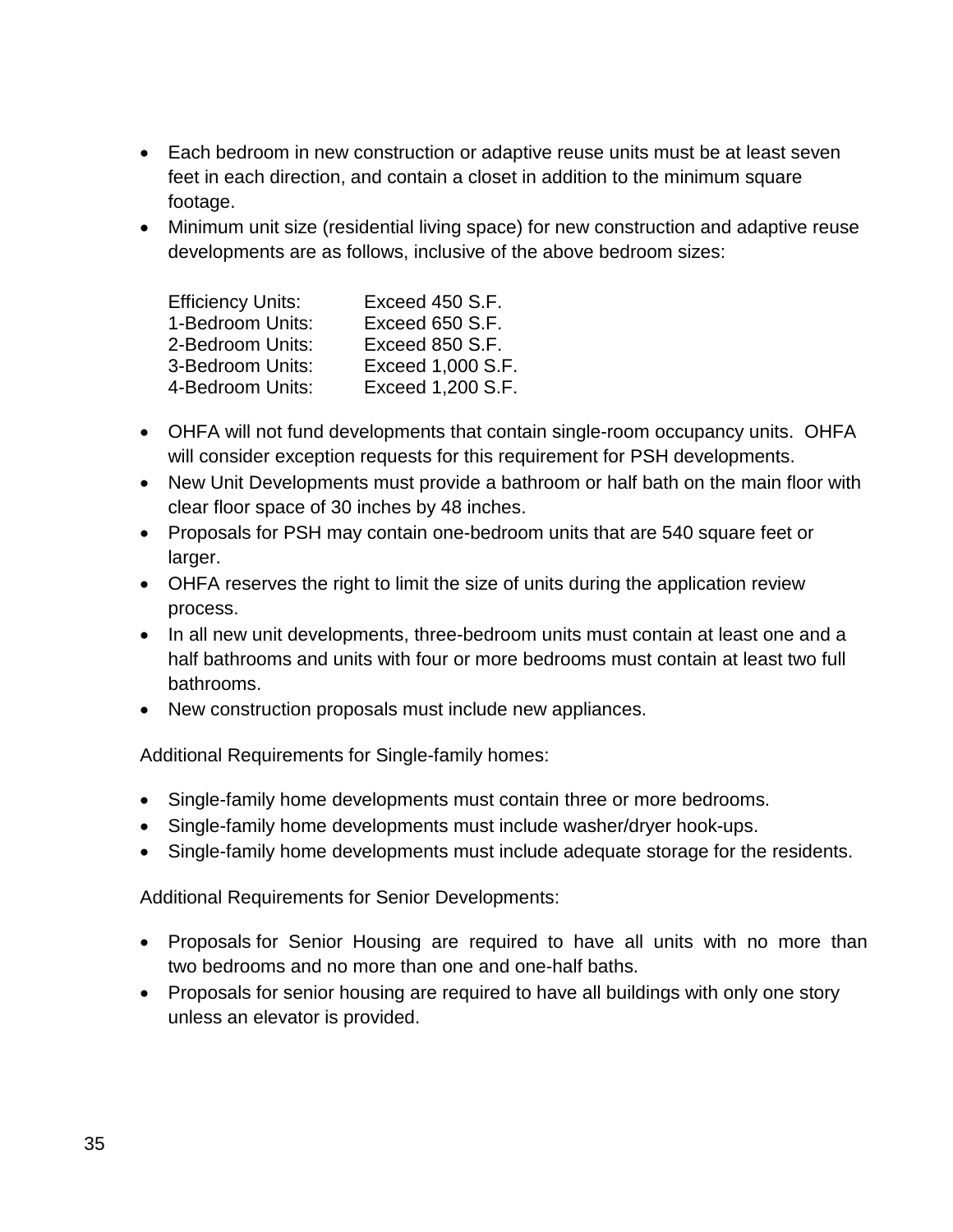- Each bedroom in new construction or adaptive reuse units must be at least seven feet in each direction, and contain a closet in addition to the minimum square footage.
- Minimum unit size (residential living space) for new construction and adaptive reuse developments are as follows, inclusive of the above bedroom sizes:

| | |
|---|---|
| Efficiency Units: | Exceed 450 S.F. |
| 1-Bedroom Units: | Exceed 650 S.F. |
| 2-Bedroom Units: | Exceed 850 S.F. |
| 3-Bedroom Units: | Exceed 1,000 S.F. |
| 4-Bedroom Units: | Exceed 1,200 S.F. |

- OHFA will not fund developments that contain single-room occupancy units. OHFA will consider exception requests for this requirement for PSH developments.
- New Unit Developments must provide a bathroom or half bath on the main floor with clear floor space of 30 inches by 48 inches.
- Proposals for PSH may contain one-bedroom units that are 540 square feet or larger.
- OHFA reserves the right to limit the size of units during the application review process.
- In all new unit developments, three-bedroom units must contain at least one and a half bathrooms and units with four or more bedrooms must contain at least two full bathrooms.
- New construction proposals must include new appliances.

Additional Requirements for Single-family homes:

- Single-family home developments must contain three or more bedrooms.
- Single-family home developments must include washer/dryer hook-ups.
- Single-family home developments must include adequate storage for the residents.

Additional Requirements for Senior Developments:

- Proposals for Senior Housing are required to have all units with no more than two bedrooms and no more than one and one-half baths.
- Proposals for senior housing are required to have all buildings with only one story unless an elevator is provided.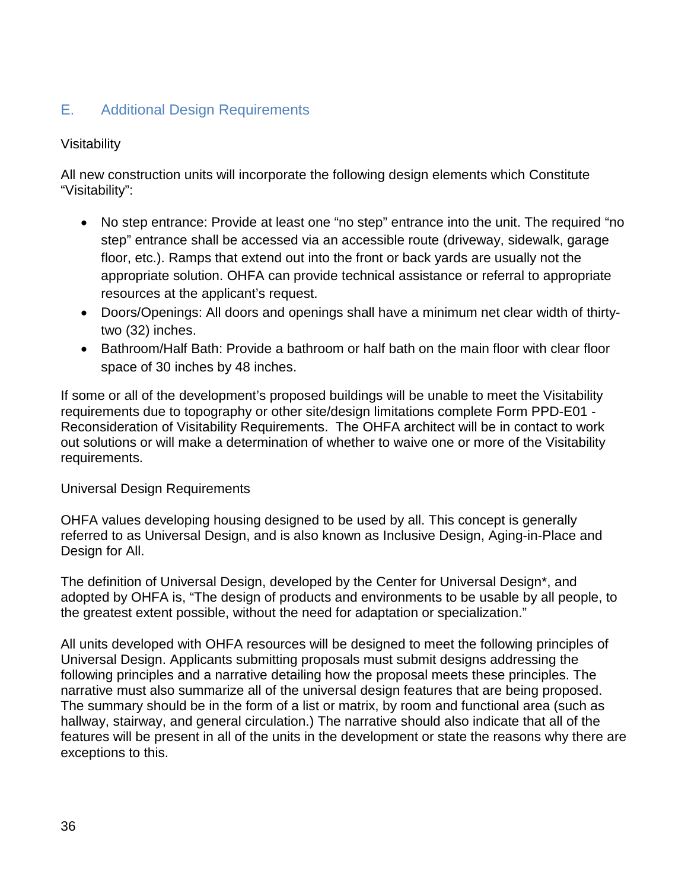## E. Additional Design Requirements

Visitability

All new construction units will incorporate the following design elements which Constitute "Visitability":

- No step entrance: Provide at least one "no step" entrance into the unit. The required "no step" entrance shall be accessed via an accessible route (driveway, sidewalk, garage floor, etc.). Ramps that extend out into the front or back yards are usually not the appropriate solution. OHFA can provide technical assistance or referral to appropriate resources at the applicant's request.
- Doors/Openings: All doors and openings shall have a minimum net clear width of thirty-two (32) inches.
- Bathroom/Half Bath: Provide a bathroom or half bath on the main floor with clear floor space of 30 inches by 48 inches.

If some or all of the development's proposed buildings will be unable to meet the Visitability requirements due to topography or other site/design limitations complete Form PPD-E01 - Reconsideration of Visitability Requirements. The OHFA architect will be in contact to work out solutions or will make a determination of whether to waive one or more of the Visitability requirements.

Universal Design Requirements

OHFA values developing housing designed to be used by all. This concept is generally referred to as Universal Design, and is also known as Inclusive Design, Aging-in-Place and Design for All.

The definition of Universal Design, developed by the Center for Universal Design*, and adopted by OHFA is, "The design of products and environments to be usable by all people, to the greatest extent possible, without the need for adaptation or specialization."

All units developed with OHFA resources will be designed to meet the following principles of Universal Design. Applicants submitting proposals must submit designs addressing the following principles and a narrative detailing how the proposal meets these principles. The narrative must also summarize all of the universal design features that are being proposed. The summary should be in the form of a list or matrix, by room and functional area (such as hallway, stairway, and general circulation.) The narrative should also indicate that all of the features will be present in all of the units in the development or state the reasons why there are exceptions to this.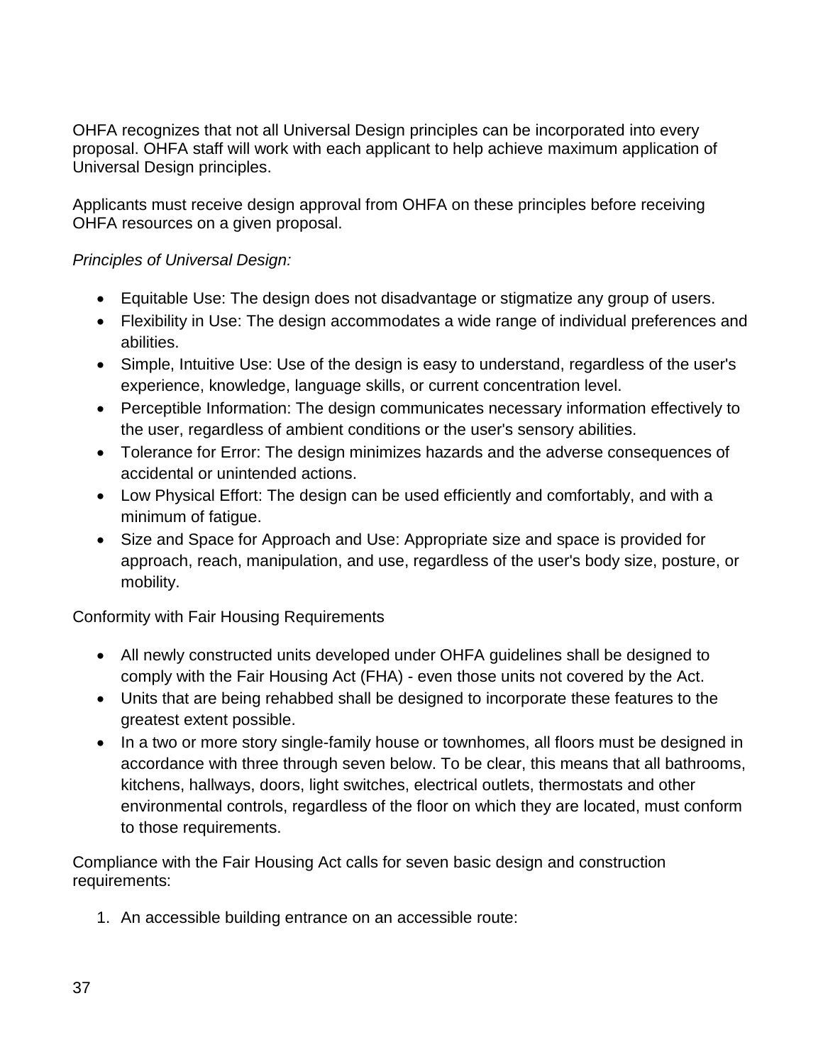OHFA recognizes that not all Universal Design principles can be incorporated into every proposal. OHFA staff will work with each applicant to help achieve maximum application of Universal Design principles.

Applicants must receive design approval from OHFA on these principles before receiving OHFA resources on a given proposal.

*Principles of Universal Design:*

- Equitable Use: The design does not disadvantage or stigmatize any group of users.
- Flexibility in Use: The design accommodates a wide range of individual preferences and abilities.
- Simple, Intuitive Use: Use of the design is easy to understand, regardless of the user's experience, knowledge, language skills, or current concentration level.
- Perceptible Information: The design communicates necessary information effectively to the user, regardless of ambient conditions or the user's sensory abilities.
- Tolerance for Error: The design minimizes hazards and the adverse consequences of accidental or unintended actions.
- Low Physical Effort: The design can be used efficiently and comfortably, and with a minimum of fatigue.
- Size and Space for Approach and Use: Appropriate size and space is provided for approach, reach, manipulation, and use, regardless of the user's body size, posture, or mobility.

Conformity with Fair Housing Requirements

- All newly constructed units developed under OHFA guidelines shall be designed to comply with the Fair Housing Act (FHA) - even those units not covered by the Act.
- Units that are being rehabbed shall be designed to incorporate these features to the greatest extent possible.
- In a two or more story single-family house or townhomes, all floors must be designed in accordance with three through seven below. To be clear, this means that all bathrooms, kitchens, hallways, doors, light switches, electrical outlets, thermostats and other environmental controls, regardless of the floor on which they are located, must conform to those requirements.

Compliance with the Fair Housing Act calls for seven basic design and construction requirements:

1. An accessible building entrance on an accessible route: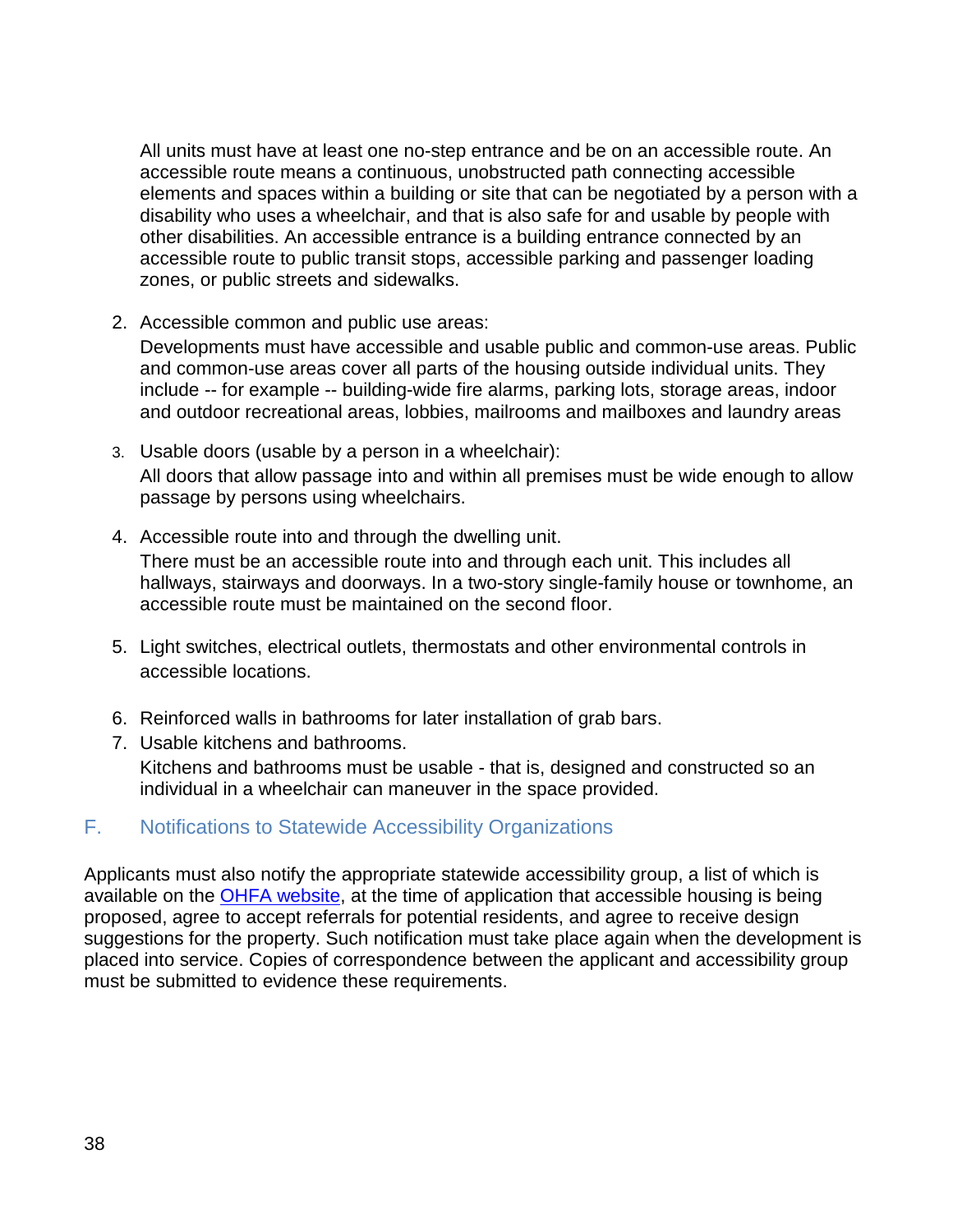All units must have at least one no-step entrance and be on an accessible route. An accessible route means a continuous, unobstructed path connecting accessible elements and spaces within a building or site that can be negotiated by a person with a disability who uses a wheelchair, and that is also safe for and usable by people with other disabilities. An accessible entrance is a building entrance connected by an accessible route to public transit stops, accessible parking and passenger loading zones, or public streets and sidewalks.

2. Accessible common and public use areas:

   Developments must have accessible and usable public and common-use areas. Public and common-use areas cover all parts of the housing outside individual units. They include -- for example -- building-wide fire alarms, parking lots, storage areas, indoor and outdoor recreational areas, lobbies, mailrooms and mailboxes and laundry areas

3. Usable doors (usable by a person in a wheelchair):

   All doors that allow passage into and within all premises must be wide enough to allow passage by persons using wheelchairs.

4. Accessible route into and through the dwelling unit.

   There must be an accessible route into and through each unit. This includes all hallways, stairways and doorways. In a two-story single-family house or townhome, an accessible route must be maintained on the second floor.

5. Light switches, electrical outlets, thermostats and other environmental controls in accessible locations.

6. Reinforced walls in bathrooms for later installation of grab bars.

7. Usable kitchens and bathrooms.

   Kitchens and bathrooms must be usable - that is, designed and constructed so an individual in a wheelchair can maneuver in the space provided.

## F. Notifications to Statewide Accessibility Organizations

Applicants must also notify the appropriate statewide accessibility group, a list of which is available on the OHFA website, at the time of application that accessible housing is being proposed, agree to accept referrals for potential residents, and agree to receive design suggestions for the property. Such notification must take place again when the development is placed into service. Copies of correspondence between the applicant and accessibility group must be submitted to evidence these requirements.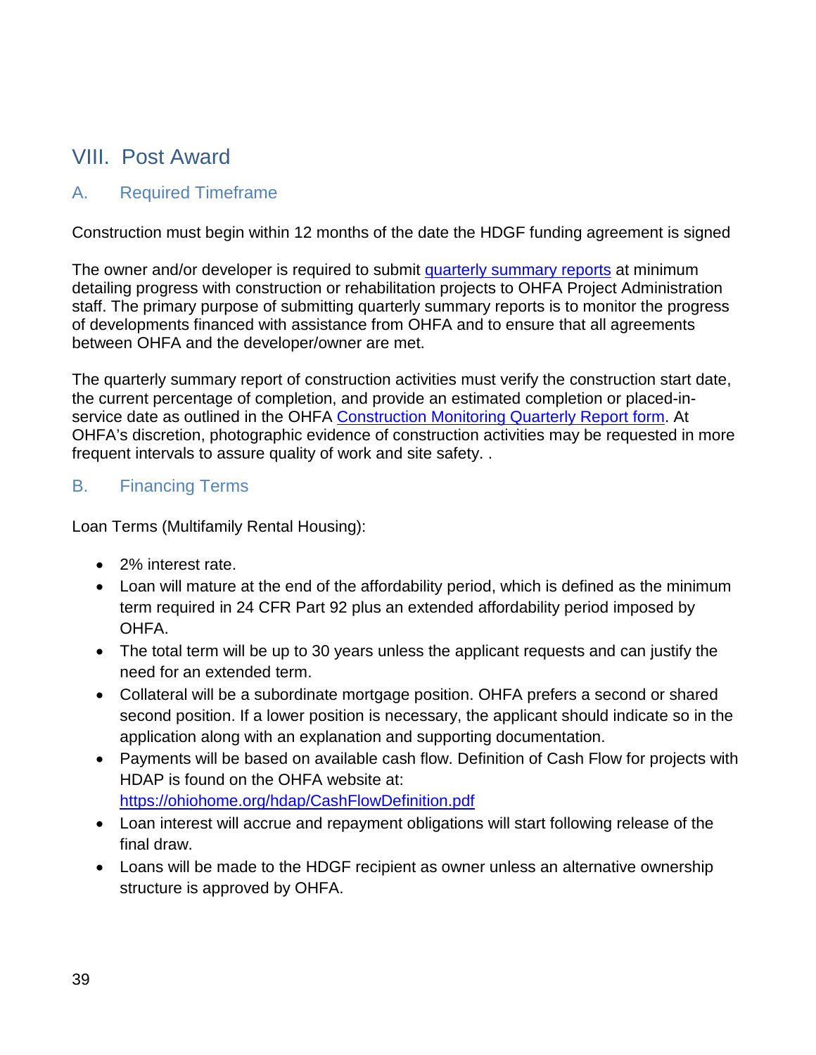## VIII. Post Award

### A. Required Timeframe

Construction must begin within 12 months of the date the HDGF funding agreement is signed

The owner and/or developer is required to submit [quarterly summary reports] at minimum detailing progress with construction or rehabilitation projects to OHFA Project Administration staff. The primary purpose of submitting quarterly summary reports is to monitor the progress of developments financed with assistance from OHFA and to ensure that all agreements between OHFA and the developer/owner are met.

The quarterly summary report of construction activities must verify the construction start date, the current percentage of completion, and provide an estimated completion or placed-in-service date as outlined in the OHFA [Construction Monitoring Quarterly Report form]. At OHFA's discretion, photographic evidence of construction activities may be requested in more frequent intervals to assure quality of work and site safety. .

### B. Financing Terms

Loan Terms (Multifamily Rental Housing):

- 2% interest rate.
- Loan will mature at the end of the affordability period, which is defined as the minimum term required in 24 CFR Part 92 plus an extended affordability period imposed by OHFA.
- The total term will be up to 30 years unless the applicant requests and can justify the need for an extended term.
- Collateral will be a subordinate mortgage position. OHFA prefers a second or shared second position. If a lower position is necessary, the applicant should indicate so in the application along with an explanation and supporting documentation.
- Payments will be based on available cash flow. Definition of Cash Flow for projects with HDAP is found on the OHFA website at: https://ohiohome.org/hdap/CashFlowDefinition.pdf
- Loan interest will accrue and repayment obligations will start following release of the final draw.
- Loans will be made to the HDGF recipient as owner unless an alternative ownership structure is approved by OHFA.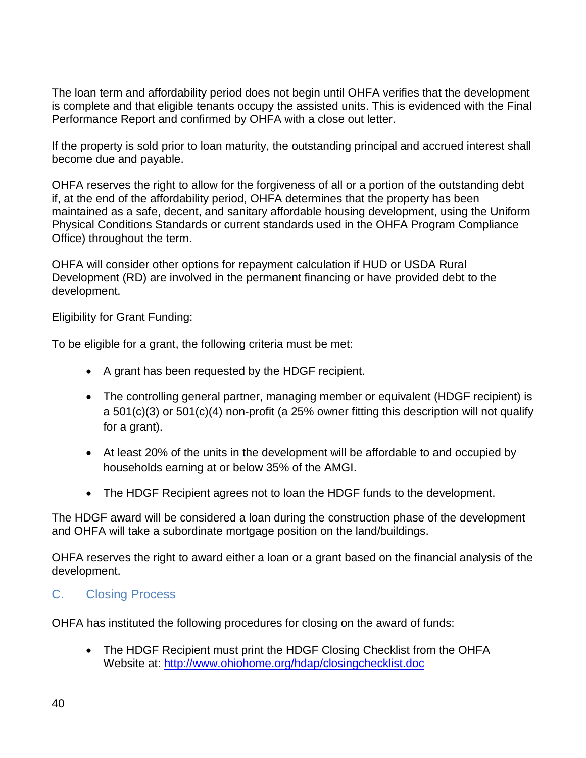The loan term and affordability period does not begin until OHFA verifies that the development is complete and that eligible tenants occupy the assisted units. This is evidenced with the Final Performance Report and confirmed by OHFA with a close out letter.

If the property is sold prior to loan maturity, the outstanding principal and accrued interest shall become due and payable.

OHFA reserves the right to allow for the forgiveness of all or a portion of the outstanding debt if, at the end of the affordability period, OHFA determines that the property has been maintained as a safe, decent, and sanitary affordable housing development, using the Uniform Physical Conditions Standards or current standards used in the OHFA Program Compliance Office) throughout the term.

OHFA will consider other options for repayment calculation if HUD or USDA Rural Development (RD) are involved in the permanent financing or have provided debt to the development.

Eligibility for Grant Funding:

To be eligible for a grant, the following criteria must be met:

- A grant has been requested by the HDGF recipient.
- The controlling general partner, managing member or equivalent (HDGF recipient) is a 501(c)(3) or 501(c)(4) non-profit (a 25% owner fitting this description will not qualify for a grant).
- At least 20% of the units in the development will be affordable to and occupied by households earning at or below 35% of the AMGI.
- The HDGF Recipient agrees not to loan the HDGF funds to the development.

The HDGF award will be considered a loan during the construction phase of the development and OHFA will take a subordinate mortgage position on the land/buildings.

OHFA reserves the right to award either a loan or a grant based on the financial analysis of the development.

## C. Closing Process

OHFA has instituted the following procedures for closing on the award of funds:

- The HDGF Recipient must print the HDGF Closing Checklist from the OHFA Website at: [http://www.ohiohome.org/hdap/closingchecklist.doc](http://www.ohiohome.org/hdap/closingchecklist.doc)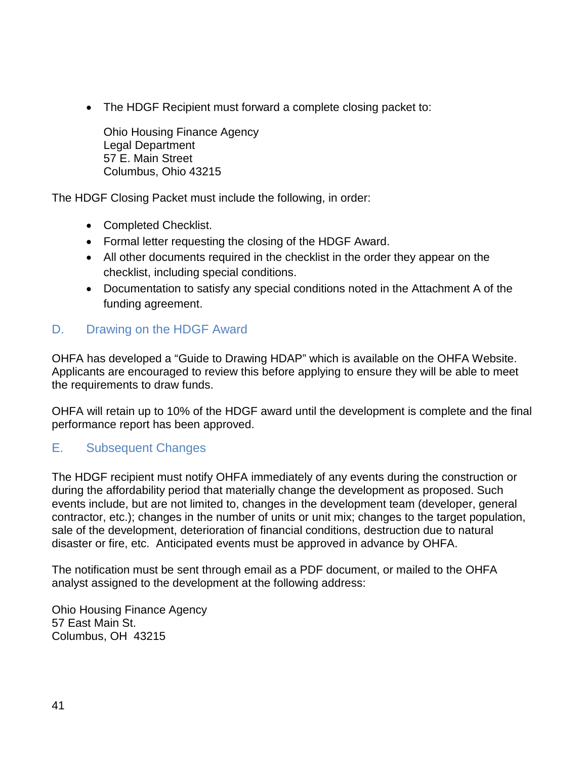- The HDGF Recipient must forward a complete closing packet to:

  Ohio Housing Finance Agency
  Legal Department
  57 E. Main Street
  Columbus, Ohio 43215

The HDGF Closing Packet must include the following, in order:

- Completed Checklist.
- Formal letter requesting the closing of the HDGF Award.
- All other documents required in the checklist in the order they appear on the checklist, including special conditions.
- Documentation to satisfy any special conditions noted in the Attachment A of the funding agreement.

## D. Drawing on the HDGF Award

OHFA has developed a "Guide to Drawing HDAP" which is available on the OHFA Website. Applicants are encouraged to review this before applying to ensure they will be able to meet the requirements to draw funds.

OHFA will retain up to 10% of the HDGF award until the development is complete and the final performance report has been approved.

## E. Subsequent Changes

The HDGF recipient must notify OHFA immediately of any events during the construction or during the affordability period that materially change the development as proposed. Such events include, but are not limited to, changes in the development team (developer, general contractor, etc.); changes in the number of units or unit mix; changes to the target population, sale of the development, deterioration of financial conditions, destruction due to natural disaster or fire, etc. Anticipated events must be approved in advance by OHFA.

The notification must be sent through email as a PDF document, or mailed to the OHFA analyst assigned to the development at the following address:

Ohio Housing Finance Agency
57 East Main St.
Columbus, OH 43215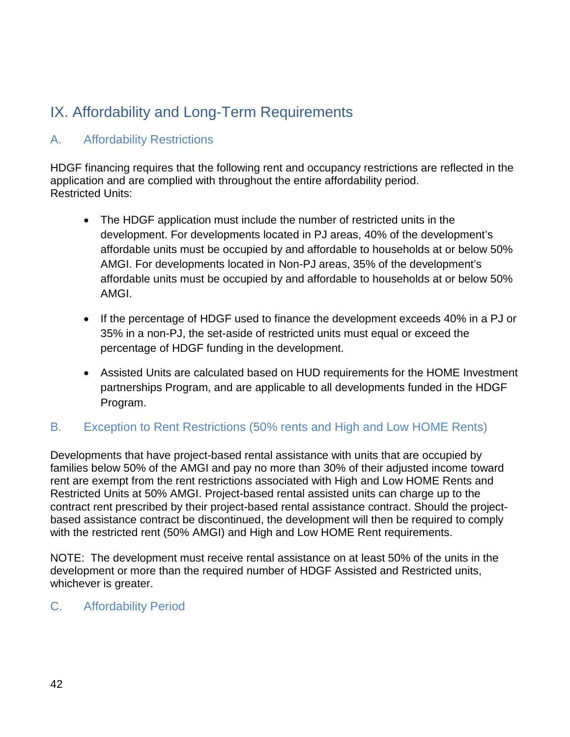# IX. Affordability and Long-Term Requirements

## A. Affordability Restrictions

HDGF financing requires that the following rent and occupancy restrictions are reflected in the application and are complied with throughout the entire affordability period.
Restricted Units:

- The HDGF application must include the number of restricted units in the development. For developments located in PJ areas, 40% of the development's affordable units must be occupied by and affordable to households at or below 50% AMGI. For developments located in Non-PJ areas, 35% of the development's affordable units must be occupied by and affordable to households at or below 50% AMGI.

- If the percentage of HDGF used to finance the development exceeds 40% in a PJ or 35% in a non-PJ, the set-aside of restricted units must equal or exceed the percentage of HDGF funding in the development.

- Assisted Units are calculated based on HUD requirements for the HOME Investment partnerships Program, and are applicable to all developments funded in the HDGF Program.

## B. Exception to Rent Restrictions (50% rents and High and Low HOME Rents)

Developments that have project-based rental assistance with units that are occupied by families below 50% of the AMGI and pay no more than 30% of their adjusted income toward rent are exempt from the rent restrictions associated with High and Low HOME Rents and Restricted Units at 50% AMGI. Project-based rental assisted units can charge up to the contract rent prescribed by their project-based rental assistance contract. Should the project-based assistance contract be discontinued, the development will then be required to comply with the restricted rent (50% AMGI) and High and Low HOME Rent requirements.

NOTE: The development must receive rental assistance on at least 50% of the units in the development or more than the required number of HDGF Assisted and Restricted units, whichever is greater.

## C. Affordability Period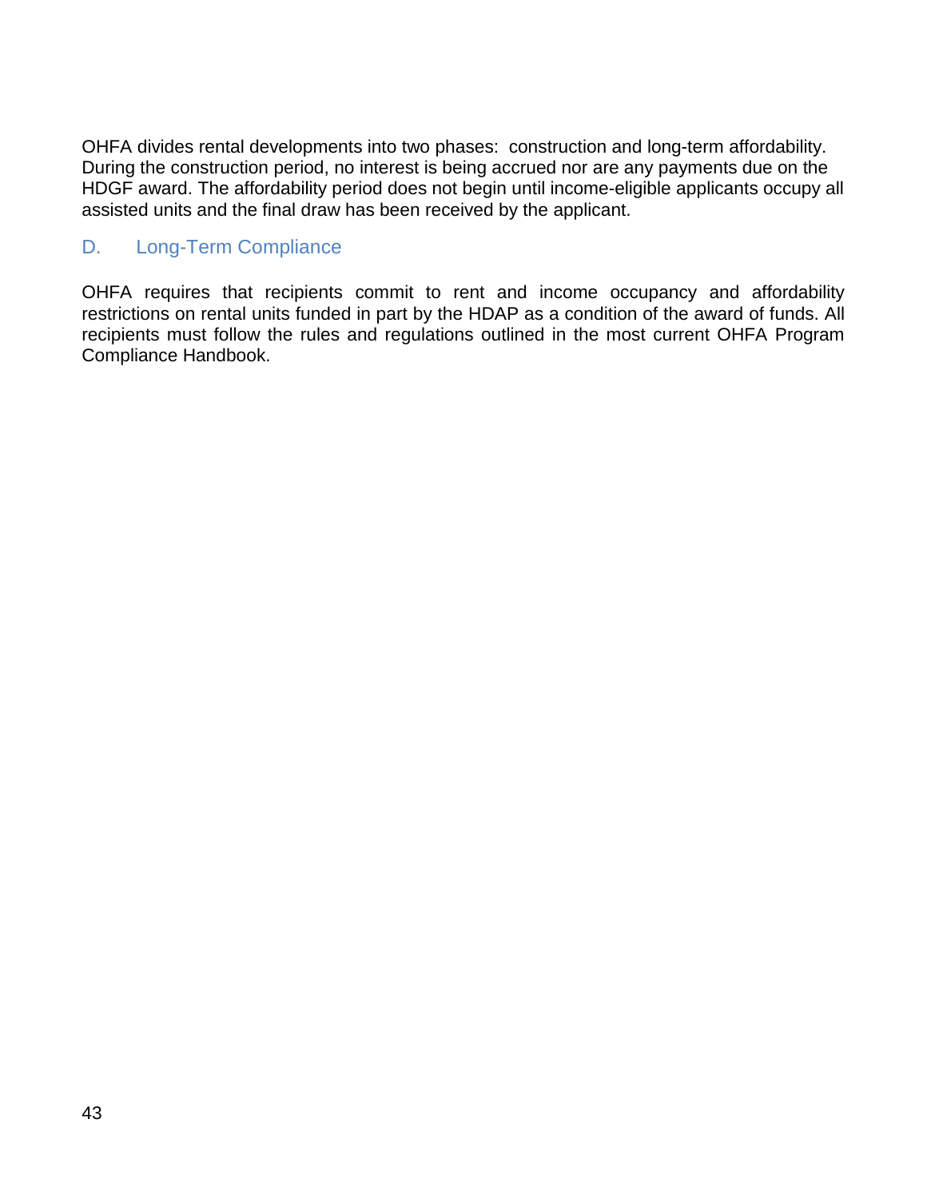OHFA divides rental developments into two phases: construction and long-term affordability. During the construction period, no interest is being accrued nor are any payments due on the HDGF award. The affordability period does not begin until income-eligible applicants occupy all assisted units and the final draw has been received by the applicant.

## D. Long-Term Compliance

OHFA requires that recipients commit to rent and income occupancy and affordability restrictions on rental units funded in part by the HDAP as a condition of the award of funds. All recipients must follow the rules and regulations outlined in the most current OHFA Program Compliance Handbook.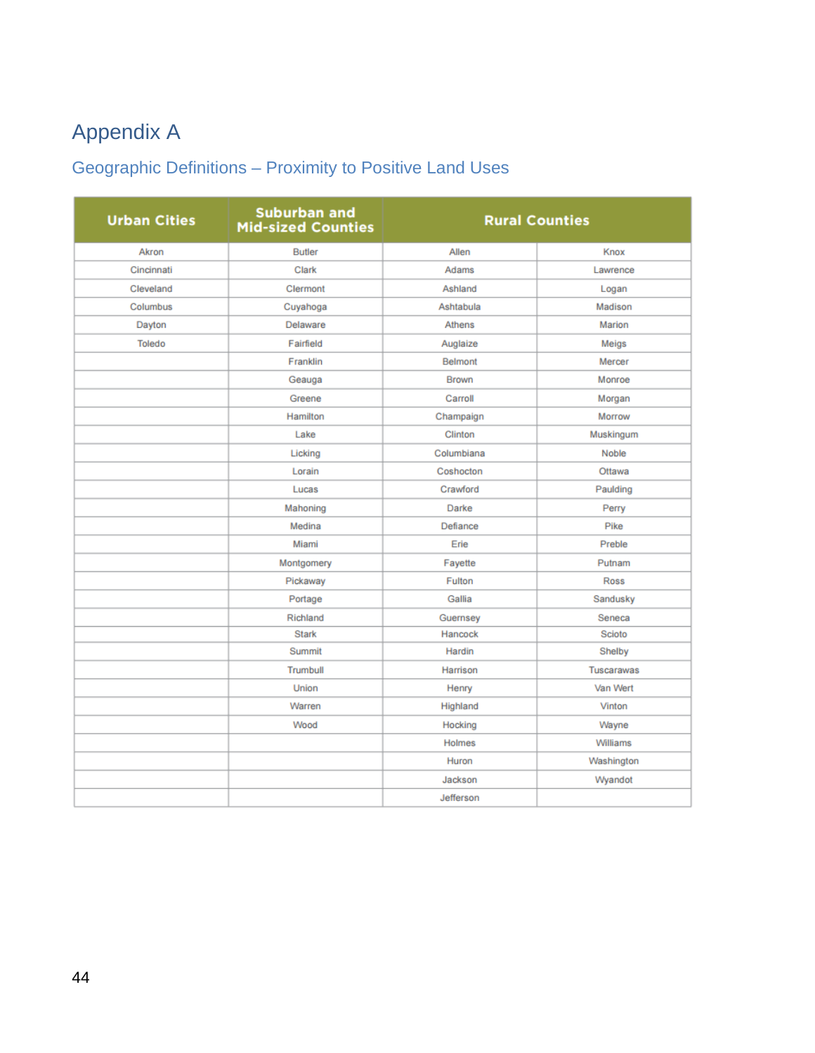# Appendix A

## Geographic Definitions – Proximity to Positive Land Uses

| Urban Cities | Suburban and Mid-sized Counties | Rural Counties | |
|---|---|---|---|
| Akron | Butler | Allen | Knox |
| Cincinnati | Clark | Adams | Lawrence |
| Cleveland | Clermont | Ashland | Logan |
| Columbus | Cuyahoga | Ashtabula | Madison |
| Dayton | Delaware | Athens | Marion |
| Toledo | Fairfield | Auglaize | Meigs |
| | Franklin | Belmont | Mercer |
| | Geauga | Brown | Monroe |
| | Greene | Carroll | Morgan |
| | Hamilton | Champaign | Morrow |
| | Lake | Clinton | Muskingum |
| | Licking | Columbiana | Noble |
| | Lorain | Coshocton | Ottawa |
| | Lucas | Crawford | Paulding |
| | Mahoning | Darke | Perry |
| | Medina | Defiance | Pike |
| | Miami | Erie | Preble |
| | Montgomery | Fayette | Putnam |
| | Pickaway | Fulton | Ross |
| | Portage | Gallia | Sandusky |
| | Richland | Guernsey | Seneca |
| | Stark | Hancock | Scioto |
| | Summit | Hardin | Shelby |
| | Trumbull | Harrison | Tuscarawas |
| | Union | Henry | Van Wert |
| | Warren | Highland | Vinton |
| | Wood | Hocking | Wayne |
| | | Holmes | Williams |
| | | Huron | Washington |
| | | Jackson | Wyandot |
| | | Jefferson | |